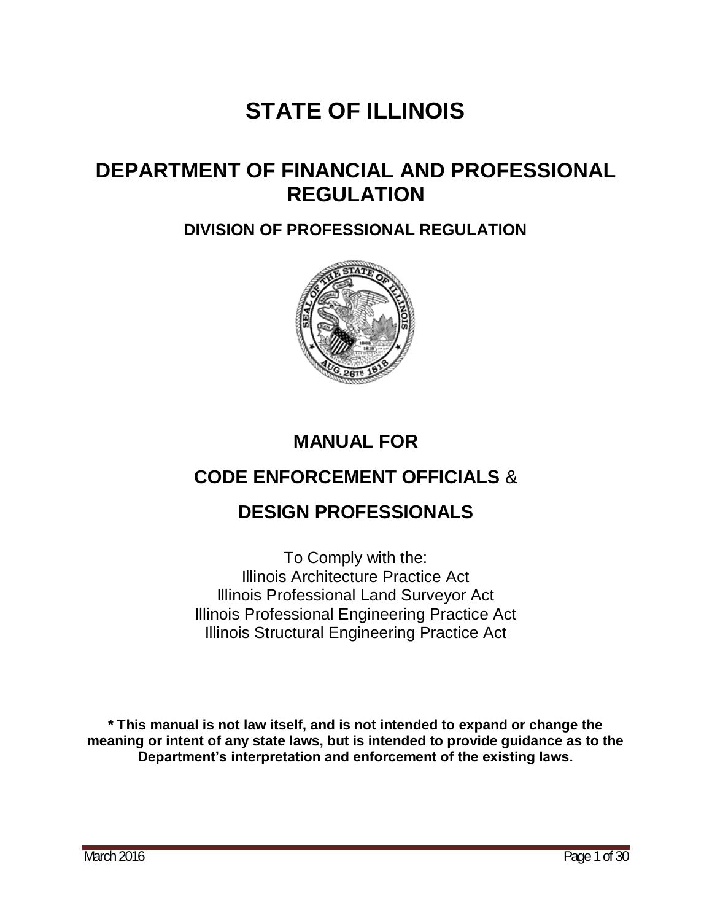# STATE OF ILLINOIS

## DEPARTMENT OF FINANCIAL AND PROFESSIONAL REGULATION

### DIVISION OF PROFESSIONAL REGULATION

## MANUAL FOR

## CODE ENFORCEMENT OFFICIALS &

## DESIGN PROFESSIONALS

To Comply with the:
Illinois Architecture Practice Act
Illinois Professional Land Surveyor Act
Illinois Professional Engineering Practice Act
Illinois Structural Engineering Practice Act

**\* This manual is not law itself, and is not intended to expand or change the meaning or intent of any state laws, but is intended to provide guidance as to the Department's interpretation and enforcement of the existing laws.**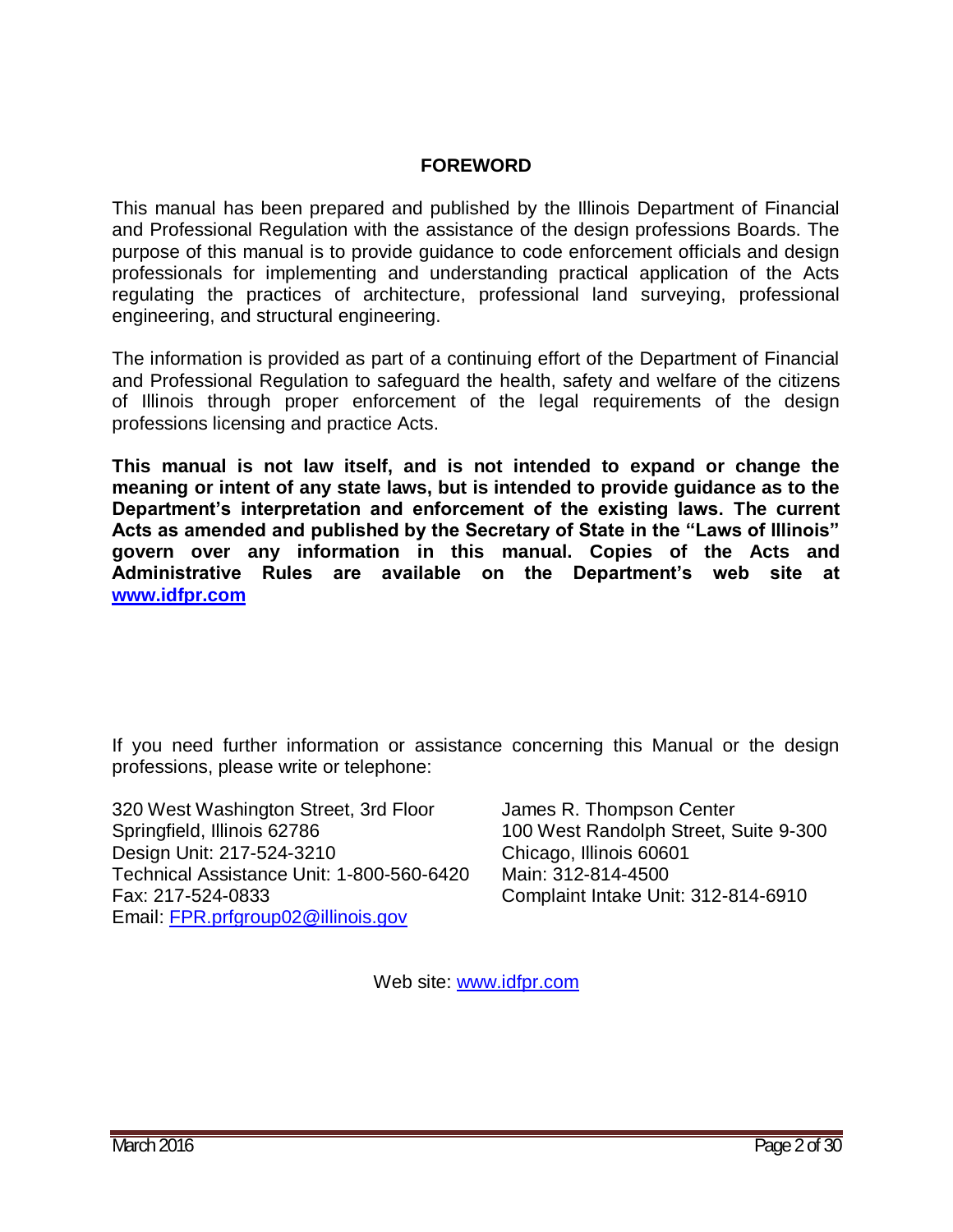## FOREWORD

This manual has been prepared and published by the Illinois Department of Financial and Professional Regulation with the assistance of the design professions Boards. The purpose of this manual is to provide guidance to code enforcement officials and design professionals for implementing and understanding practical application of the Acts regulating the practices of architecture, professional land surveying, professional engineering, and structural engineering.

The information is provided as part of a continuing effort of the Department of Financial and Professional Regulation to safeguard the health, safety and welfare of the citizens of Illinois through proper enforcement of the legal requirements of the design professions licensing and practice Acts.

**This manual is not law itself, and is not intended to expand or change the meaning or intent of any state laws, but is intended to provide guidance as to the Department's interpretation and enforcement of the existing laws. The current Acts as amended and published by the Secretary of State in the "Laws of Illinois" govern over any information in this manual. Copies of the Acts and Administrative Rules are available on the Department's web site at www.idfpr.com**

If you need further information or assistance concerning this Manual or the design professions, please write or telephone:

320 West Washington Street, 3rd Floor
Springfield, Illinois 62786
Design Unit: 217-524-3210
Technical Assistance Unit: 1-800-560-6420
Fax: 217-524-0833
Email: FPR.prfgroup02@illinois.gov

James R. Thompson Center
100 West Randolph Street, Suite 9-300
Chicago, Illinois 60601
Main: 312-814-4500
Complaint Intake Unit: 312-814-6910

Web site: www.idfpr.com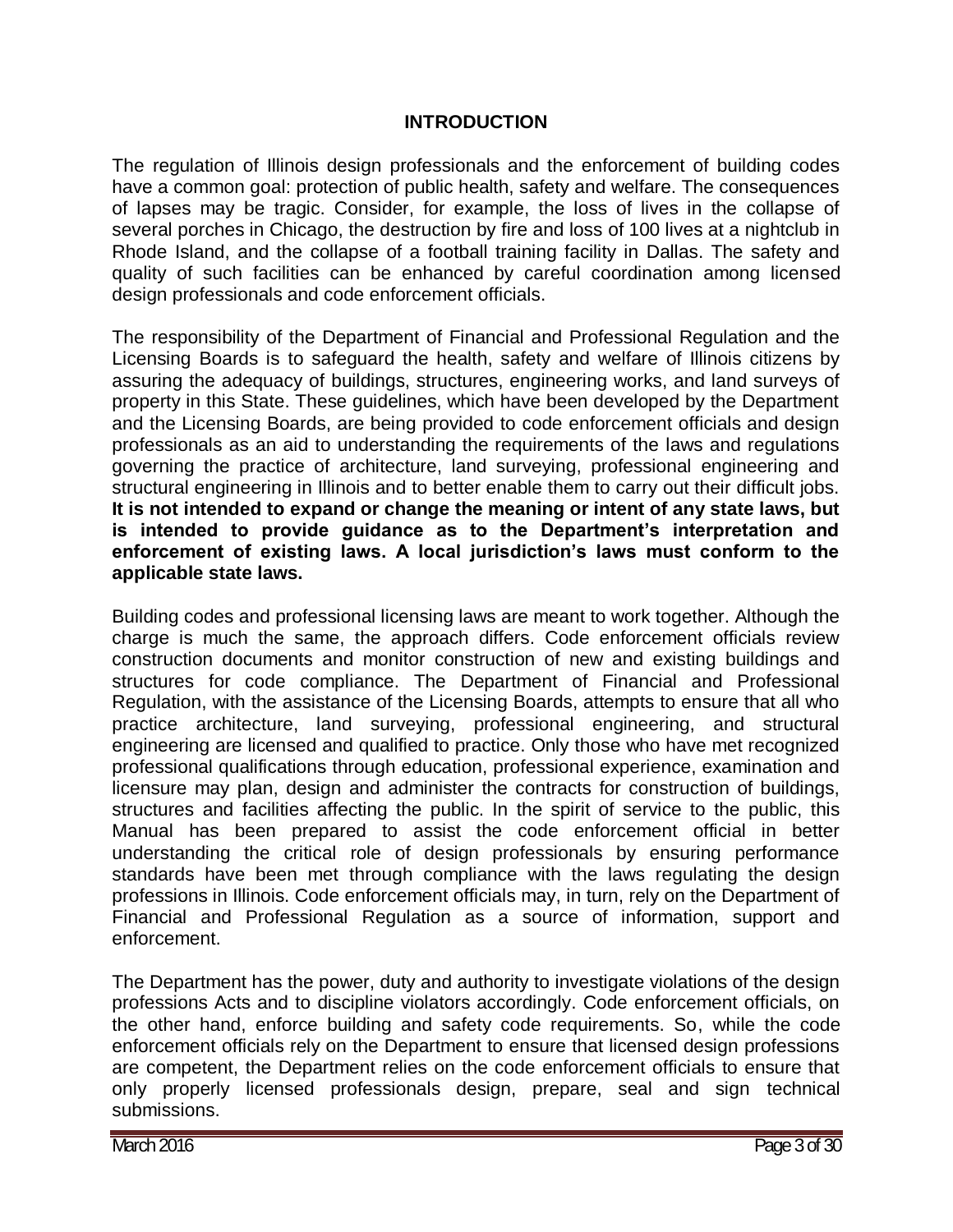## INTRODUCTION

The regulation of Illinois design professionals and the enforcement of building codes have a common goal: protection of public health, safety and welfare. The consequences of lapses may be tragic. Consider, for example, the loss of lives in the collapse of several porches in Chicago, the destruction by fire and loss of 100 lives at a nightclub in Rhode Island, and the collapse of a football training facility in Dallas. The safety and quality of such facilities can be enhanced by careful coordination among licensed design professionals and code enforcement officials.

The responsibility of the Department of Financial and Professional Regulation and the Licensing Boards is to safeguard the health, safety and welfare of Illinois citizens by assuring the adequacy of buildings, structures, engineering works, and land surveys of property in this State. These guidelines, which have been developed by the Department and the Licensing Boards, are being provided to code enforcement officials and design professionals as an aid to understanding the requirements of the laws and regulations governing the practice of architecture, land surveying, professional engineering and structural engineering in Illinois and to better enable them to carry out their difficult jobs. **It is not intended to expand or change the meaning or intent of any state laws, but is intended to provide guidance as to the Department's interpretation and enforcement of existing laws. A local jurisdiction's laws must conform to the applicable state laws.**

Building codes and professional licensing laws are meant to work together. Although the charge is much the same, the approach differs. Code enforcement officials review construction documents and monitor construction of new and existing buildings and structures for code compliance. The Department of Financial and Professional Regulation, with the assistance of the Licensing Boards, attempts to ensure that all who practice architecture, land surveying, professional engineering, and structural engineering are licensed and qualified to practice. Only those who have met recognized professional qualifications through education, professional experience, examination and licensure may plan, design and administer the contracts for construction of buildings, structures and facilities affecting the public. In the spirit of service to the public, this Manual has been prepared to assist the code enforcement official in better understanding the critical role of design professionals by ensuring performance standards have been met through compliance with the laws regulating the design professions in Illinois. Code enforcement officials may, in turn, rely on the Department of Financial and Professional Regulation as a source of information, support and enforcement.

The Department has the power, duty and authority to investigate violations of the design professions Acts and to discipline violators accordingly. Code enforcement officials, on the other hand, enforce building and safety code requirements. So, while the code enforcement officials rely on the Department to ensure that licensed design professions are competent, the Department relies on the code enforcement officials to ensure that only properly licensed professionals design, prepare, seal and sign technical submissions.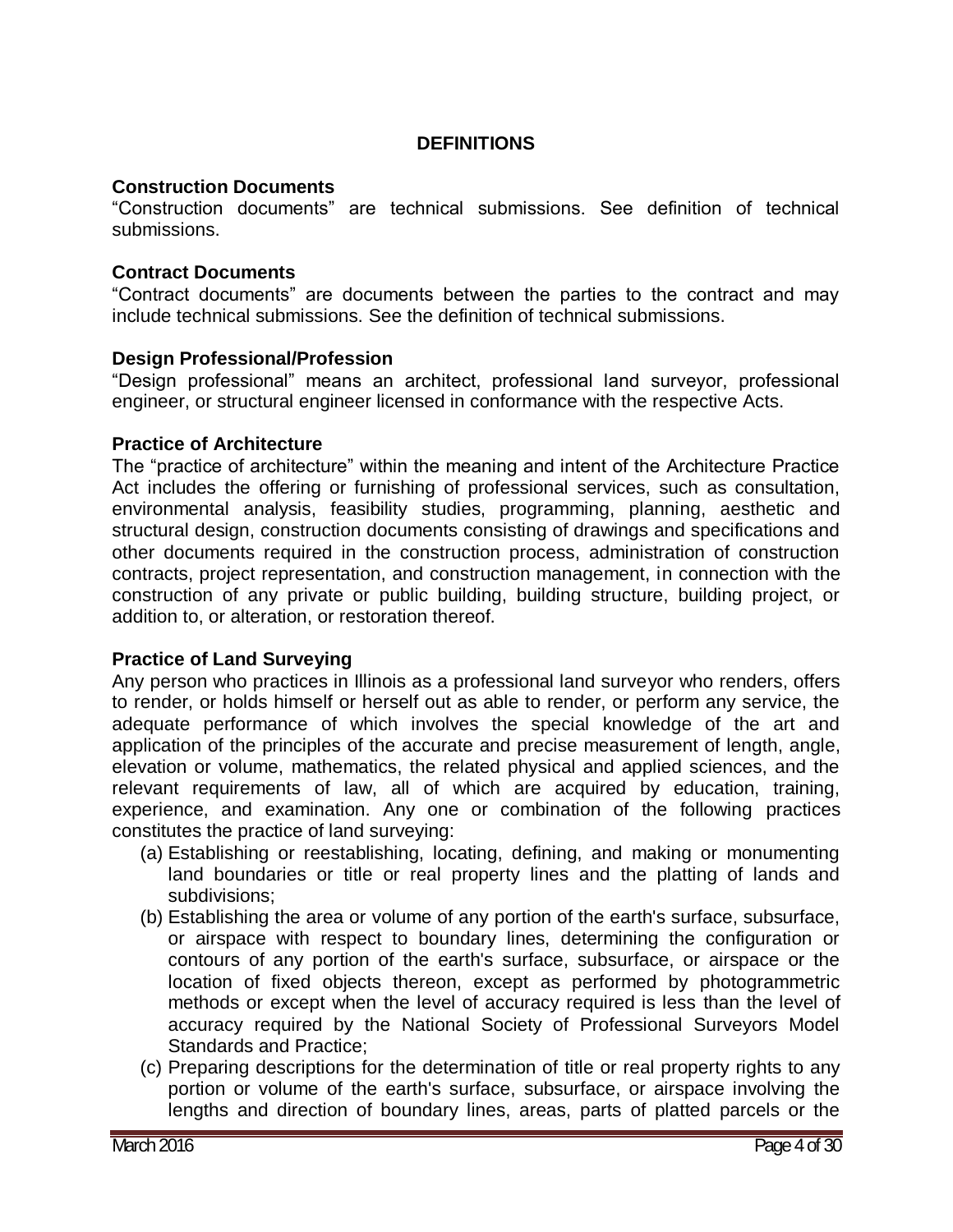## DEFINITIONS

### Construction Documents

“Construction documents” are technical submissions. See definition of technical submissions.

### Contract Documents

“Contract documents” are documents between the parties to the contract and may include technical submissions. See the definition of technical submissions.

### Design Professional/Profession

“Design professional” means an architect, professional land surveyor, professional engineer, or structural engineer licensed in conformance with the respective Acts.

### Practice of Architecture

The “practice of architecture” within the meaning and intent of the Architecture Practice Act includes the offering or furnishing of professional services, such as consultation, environmental analysis, feasibility studies, programming, planning, aesthetic and structural design, construction documents consisting of drawings and specifications and other documents required in the construction process, administration of construction contracts, project representation, and construction management, in connection with the construction of any private or public building, building structure, building project, or addition to, or alteration, or restoration thereof.

### Practice of Land Surveying

Any person who practices in Illinois as a professional land surveyor who renders, offers to render, or holds himself or herself out as able to render, or perform any service, the adequate performance of which involves the special knowledge of the art and application of the principles of the accurate and precise measurement of length, angle, elevation or volume, mathematics, the related physical and applied sciences, and the relevant requirements of law, all of which are acquired by education, training, experience, and examination. Any one or combination of the following practices constitutes the practice of land surveying:

(a) Establishing or reestablishing, locating, defining, and making or monumenting land boundaries or title or real property lines and the platting of lands and subdivisions;

(b) Establishing the area or volume of any portion of the earth's surface, subsurface, or airspace with respect to boundary lines, determining the configuration or contours of any portion of the earth's surface, subsurface, or airspace or the location of fixed objects thereon, except as performed by photogrammetric methods or except when the level of accuracy required is less than the level of accuracy required by the National Society of Professional Surveyors Model Standards and Practice;

(c) Preparing descriptions for the determination of title or real property rights to any portion or volume of the earth's surface, subsurface, or airspace involving the lengths and direction of boundary lines, areas, parts of platted parcels or the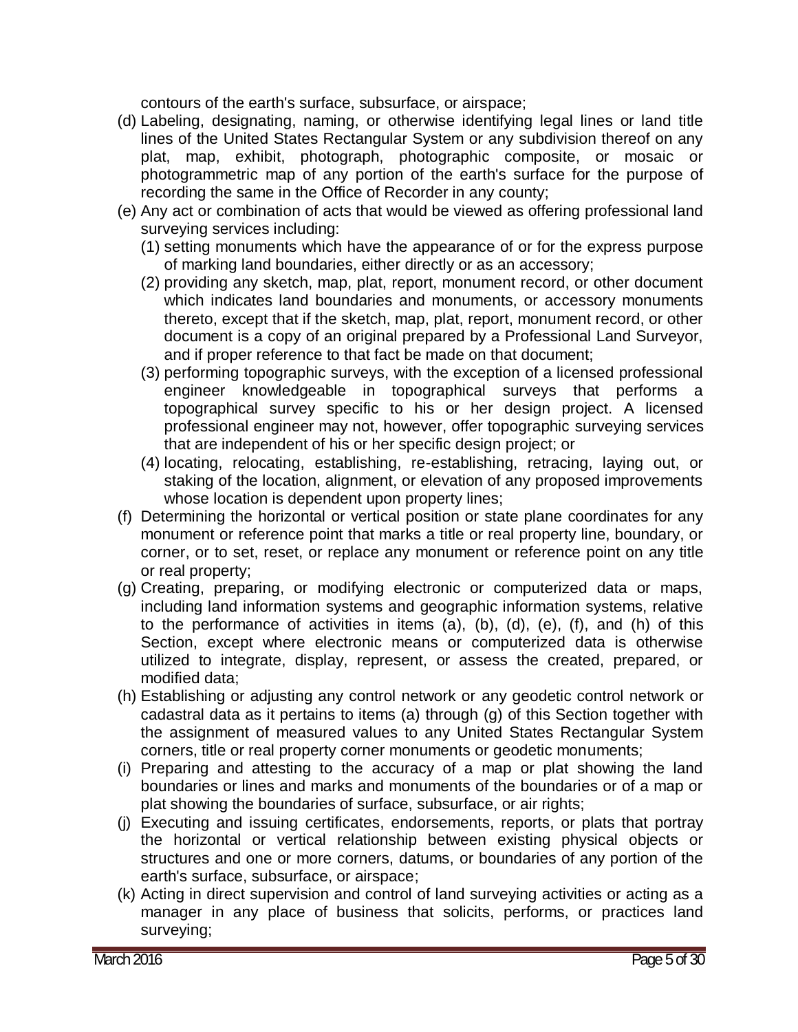contours of the earth's surface, subsurface, or airspace;

(d) Labeling, designating, naming, or otherwise identifying legal lines or land title lines of the United States Rectangular System or any subdivision thereof on any plat, map, exhibit, photograph, photographic composite, or mosaic or photogrammetric map of any portion of the earth's surface for the purpose of recording the same in the Office of Recorder in any county;

(e) Any act or combination of acts that would be viewed as offering professional land surveying services including:

   (1) setting monuments which have the appearance of or for the express purpose of marking land boundaries, either directly or as an accessory;

   (2) providing any sketch, map, plat, report, monument record, or other document which indicates land boundaries and monuments, or accessory monuments thereto, except that if the sketch, map, plat, report, monument record, or other document is a copy of an original prepared by a Professional Land Surveyor, and if proper reference to that fact be made on that document;

   (3) performing topographic surveys, with the exception of a licensed professional engineer knowledgeable in topographical surveys that performs a topographical survey specific to his or her design project. A licensed professional engineer may not, however, offer topographic surveying services that are independent of his or her specific design project; or

   (4) locating, relocating, establishing, re-establishing, retracing, laying out, or staking of the location, alignment, or elevation of any proposed improvements whose location is dependent upon property lines;

(f) Determining the horizontal or vertical position or state plane coordinates for any monument or reference point that marks a title or real property line, boundary, or corner, or to set, reset, or replace any monument or reference point on any title or real property;

(g) Creating, preparing, or modifying electronic or computerized data or maps, including land information systems and geographic information systems, relative to the performance of activities in items (a), (b), (d), (e), (f), and (h) of this Section, except where electronic means or computerized data is otherwise utilized to integrate, display, represent, or assess the created, prepared, or modified data;

(h) Establishing or adjusting any control network or any geodetic control network or cadastral data as it pertains to items (a) through (g) of this Section together with the assignment of measured values to any United States Rectangular System corners, title or real property corner monuments or geodetic monuments;

(i) Preparing and attesting to the accuracy of a map or plat showing the land boundaries or lines and marks and monuments of the boundaries or of a map or plat showing the boundaries of surface, subsurface, or air rights;

(j) Executing and issuing certificates, endorsements, reports, or plats that portray the horizontal or vertical relationship between existing physical objects or structures and one or more corners, datums, or boundaries of any portion of the earth's surface, subsurface, or airspace;

(k) Acting in direct supervision and control of land surveying activities or acting as a manager in any place of business that solicits, performs, or practices land surveying;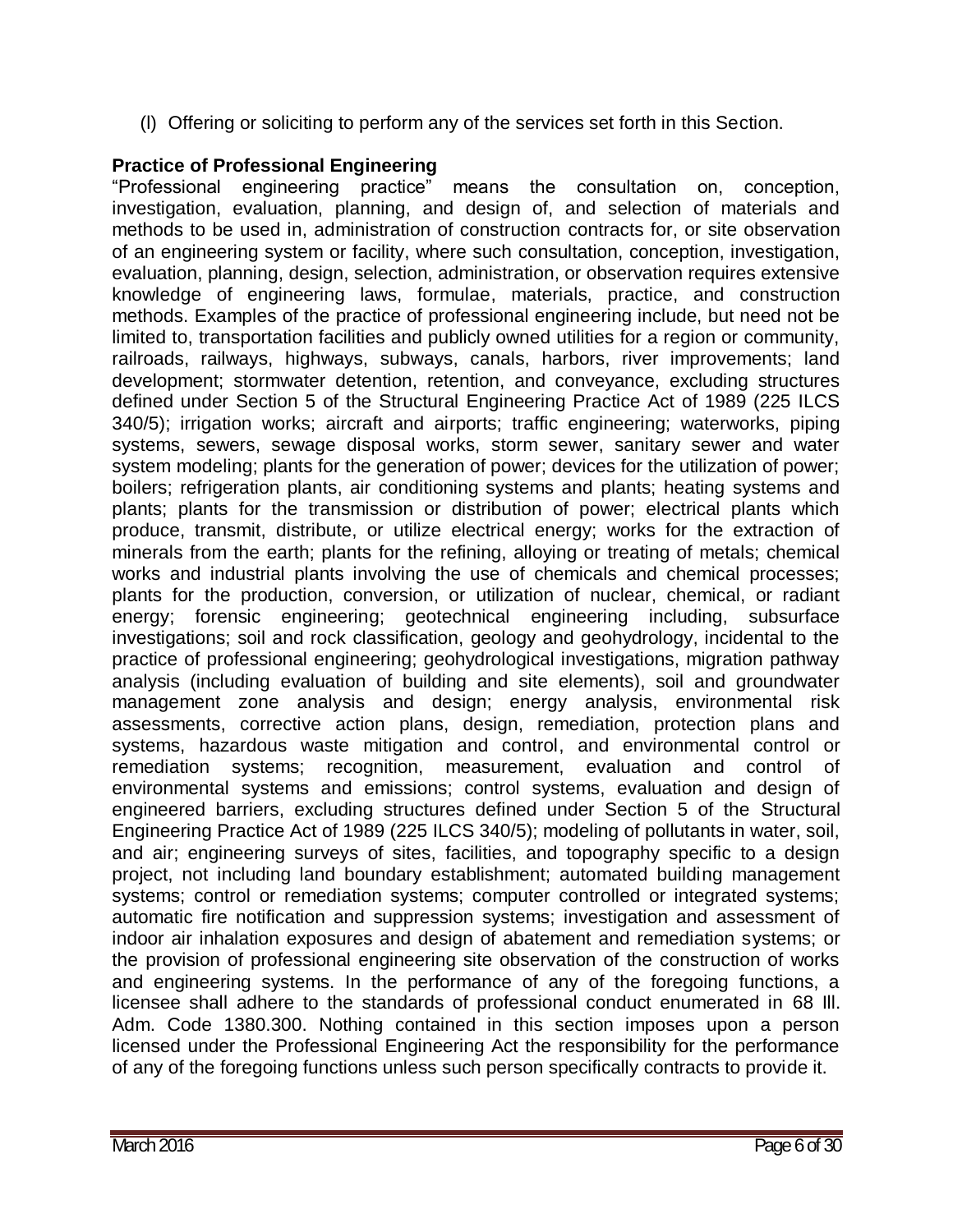(l) Offering or soliciting to perform any of the services set forth in this Section.

**Practice of Professional Engineering**

"Professional engineering practice" means the consultation on, conception, investigation, evaluation, planning, and design of, and selection of materials and methods to be used in, administration of construction contracts for, or site observation of an engineering system or facility, where such consultation, conception, investigation, evaluation, planning, design, selection, administration, or observation requires extensive knowledge of engineering laws, formulae, materials, practice, and construction methods. Examples of the practice of professional engineering include, but need not be limited to, transportation facilities and publicly owned utilities for a region or community, railroads, railways, highways, subways, canals, harbors, river improvements; land development; stormwater detention, retention, and conveyance, excluding structures defined under Section 5 of the Structural Engineering Practice Act of 1989 (225 ILCS 340/5); irrigation works; aircraft and airports; traffic engineering; waterworks, piping systems, sewers, sewage disposal works, storm sewer, sanitary sewer and water system modeling; plants for the generation of power; devices for the utilization of power; boilers; refrigeration plants, air conditioning systems and plants; heating systems and plants; plants for the transmission or distribution of power; electrical plants which produce, transmit, distribute, or utilize electrical energy; works for the extraction of minerals from the earth; plants for the refining, alloying or treating of metals; chemical works and industrial plants involving the use of chemicals and chemical processes; plants for the production, conversion, or utilization of nuclear, chemical, or radiant energy; forensic engineering; geotechnical engineering including, subsurface investigations; soil and rock classification, geology and geohydrology, incidental to the practice of professional engineering; geohydrological investigations, migration pathway analysis (including evaluation of building and site elements), soil and groundwater management zone analysis and design; energy analysis, environmental risk assessments, corrective action plans, design, remediation, protection plans and systems, hazardous waste mitigation and control, and environmental control or remediation systems; recognition, measurement, evaluation and control of environmental systems and emissions; control systems, evaluation and design of engineered barriers, excluding structures defined under Section 5 of the Structural Engineering Practice Act of 1989 (225 ILCS 340/5); modeling of pollutants in water, soil, and air; engineering surveys of sites, facilities, and topography specific to a design project, not including land boundary establishment; automated building management systems; control or remediation systems; computer controlled or integrated systems; automatic fire notification and suppression systems; investigation and assessment of indoor air inhalation exposures and design of abatement and remediation systems; or the provision of professional engineering site observation of the construction of works and engineering systems. In the performance of any of the foregoing functions, a licensee shall adhere to the standards of professional conduct enumerated in 68 Ill. Adm. Code 1380.300. Nothing contained in this section imposes upon a person licensed under the Professional Engineering Act the responsibility for the performance of any of the foregoing functions unless such person specifically contracts to provide it.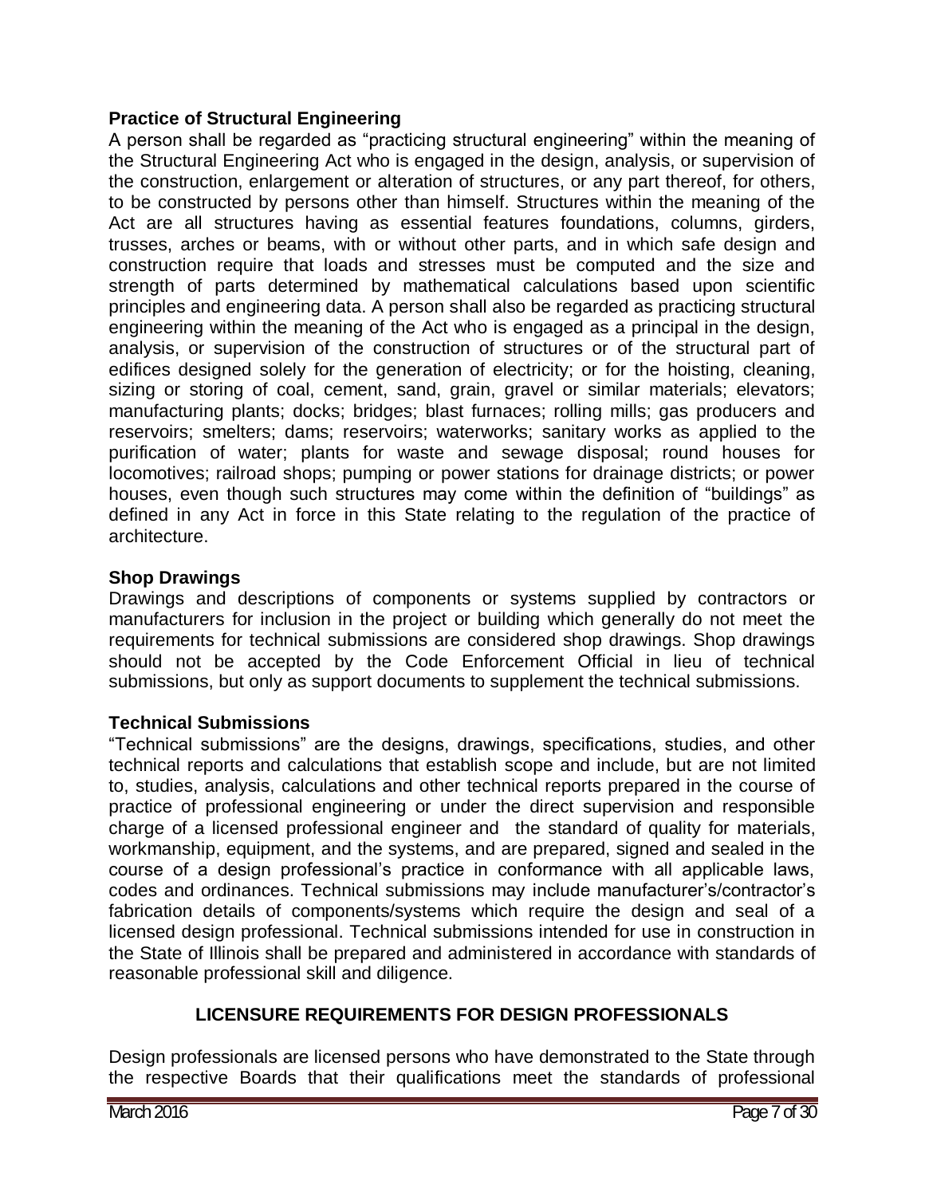### Practice of Structural Engineering

A person shall be regarded as "practicing structural engineering" within the meaning of the Structural Engineering Act who is engaged in the design, analysis, or supervision of the construction, enlargement or alteration of structures, or any part thereof, for others, to be constructed by persons other than himself. Structures within the meaning of the Act are all structures having as essential features foundations, columns, girders, trusses, arches or beams, with or without other parts, and in which safe design and construction require that loads and stresses must be computed and the size and strength of parts determined by mathematical calculations based upon scientific principles and engineering data. A person shall also be regarded as practicing structural engineering within the meaning of the Act who is engaged as a principal in the design, analysis, or supervision of the construction of structures or of the structural part of edifices designed solely for the generation of electricity; or for the hoisting, cleaning, sizing or storing of coal, cement, sand, grain, gravel or similar materials; elevators; manufacturing plants; docks; bridges; blast furnaces; rolling mills; gas producers and reservoirs; smelters; dams; reservoirs; waterworks; sanitary works as applied to the purification of water; plants for waste and sewage disposal; round houses for locomotives; railroad shops; pumping or power stations for drainage districts; or power houses, even though such structures may come within the definition of "buildings" as defined in any Act in force in this State relating to the regulation of the practice of architecture.

### Shop Drawings

Drawings and descriptions of components or systems supplied by contractors or manufacturers for inclusion in the project or building which generally do not meet the requirements for technical submissions are considered shop drawings. Shop drawings should not be accepted by the Code Enforcement Official in lieu of technical submissions, but only as support documents to supplement the technical submissions.

### Technical Submissions

"Technical submissions" are the designs, drawings, specifications, studies, and other technical reports and calculations that establish scope and include, but are not limited to, studies, analysis, calculations and other technical reports prepared in the course of practice of professional engineering or under the direct supervision and responsible charge of a licensed professional engineer and the standard of quality for materials, workmanship, equipment, and the systems, and are prepared, signed and sealed in the course of a design professional's practice in conformance with all applicable laws, codes and ordinances. Technical submissions may include manufacturer's/contractor's fabrication details of components/systems which require the design and seal of a licensed design professional. Technical submissions intended for use in construction in the State of Illinois shall be prepared and administered in accordance with standards of reasonable professional skill and diligence.

## LICENSURE REQUIREMENTS FOR DESIGN PROFESSIONALS

Design professionals are licensed persons who have demonstrated to the State through the respective Boards that their qualifications meet the standards of professional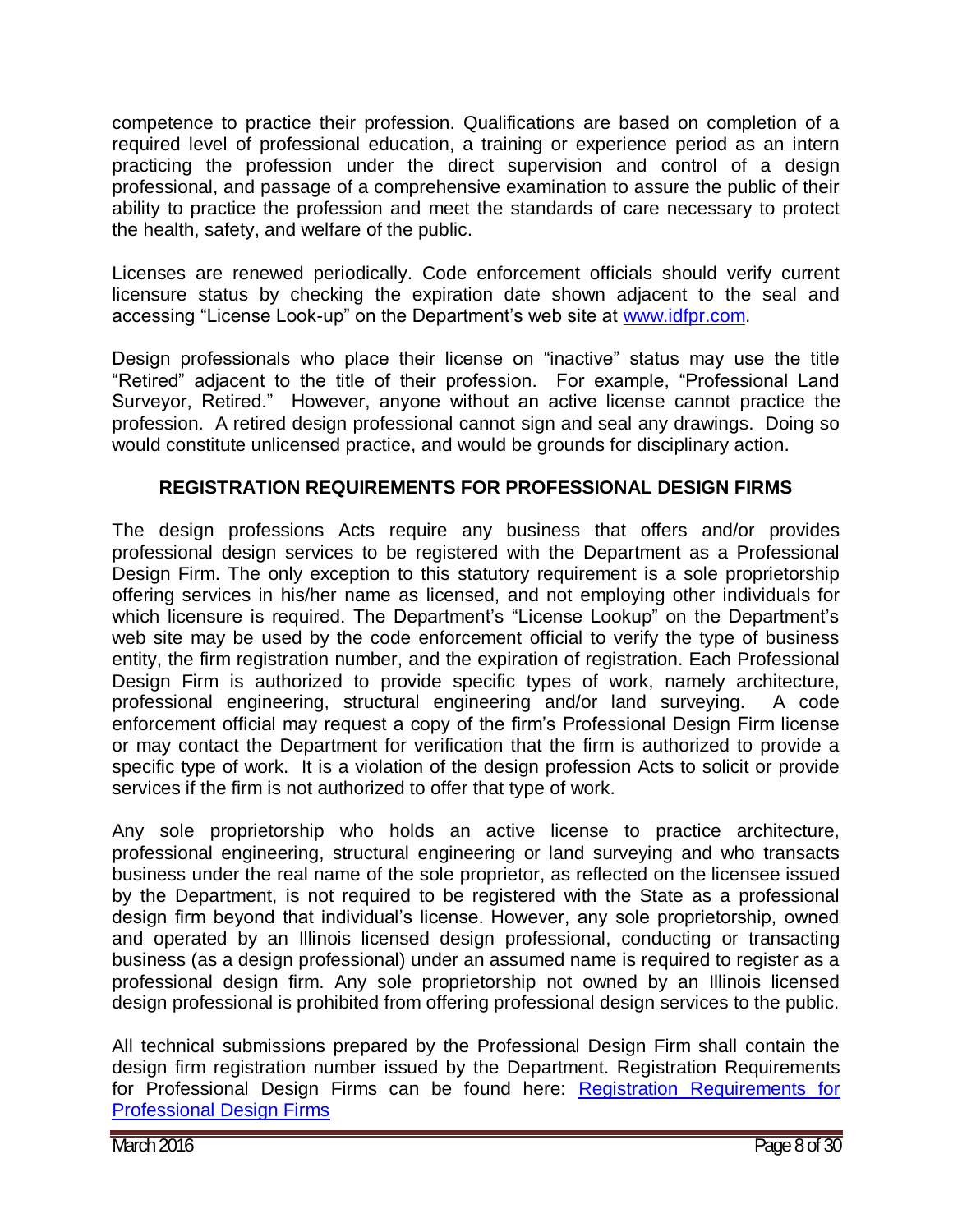competence to practice their profession. Qualifications are based on completion of a required level of professional education, a training or experience period as an intern practicing the profession under the direct supervision and control of a design professional, and passage of a comprehensive examination to assure the public of their ability to practice the profession and meet the standards of care necessary to protect the health, safety, and welfare of the public.

Licenses are renewed periodically. Code enforcement officials should verify current licensure status by checking the expiration date shown adjacent to the seal and accessing "License Look-up" on the Department's web site at [www.idfpr.com](www.idfpr.com).

Design professionals who place their license on "inactive" status may use the title "Retired" adjacent to the title of their profession. For example, "Professional Land Surveyor, Retired." However, anyone without an active license cannot practice the profession. A retired design professional cannot sign and seal any drawings. Doing so would constitute unlicensed practice, and would be grounds for disciplinary action.

## REGISTRATION REQUIREMENTS FOR PROFESSIONAL DESIGN FIRMS

The design professions Acts require any business that offers and/or provides professional design services to be registered with the Department as a Professional Design Firm. The only exception to this statutory requirement is a sole proprietorship offering services in his/her name as licensed, and not employing other individuals for which licensure is required. The Department's "License Lookup" on the Department's web site may be used by the code enforcement official to verify the type of business entity, the firm registration number, and the expiration of registration. Each Professional Design Firm is authorized to provide specific types of work, namely architecture, professional engineering, structural engineering and/or land surveying. A code enforcement official may request a copy of the firm's Professional Design Firm license or may contact the Department for verification that the firm is authorized to provide a specific type of work. It is a violation of the design profession Acts to solicit or provide services if the firm is not authorized to offer that type of work.

Any sole proprietorship who holds an active license to practice architecture, professional engineering, structural engineering or land surveying and who transacts business under the real name of the sole proprietor, as reflected on the licensee issued by the Department, is not required to be registered with the State as a professional design firm beyond that individual's license. However, any sole proprietorship, owned and operated by an Illinois licensed design professional, conducting or transacting business (as a design professional) under an assumed name is required to register as a professional design firm. Any sole proprietorship not owned by an Illinois licensed design professional is prohibited from offering professional design services to the public.

All technical submissions prepared by the Professional Design Firm shall contain the design firm registration number issued by the Department. Registration Requirements for Professional Design Firms can be found here: Registration Requirements for Professional Design Firms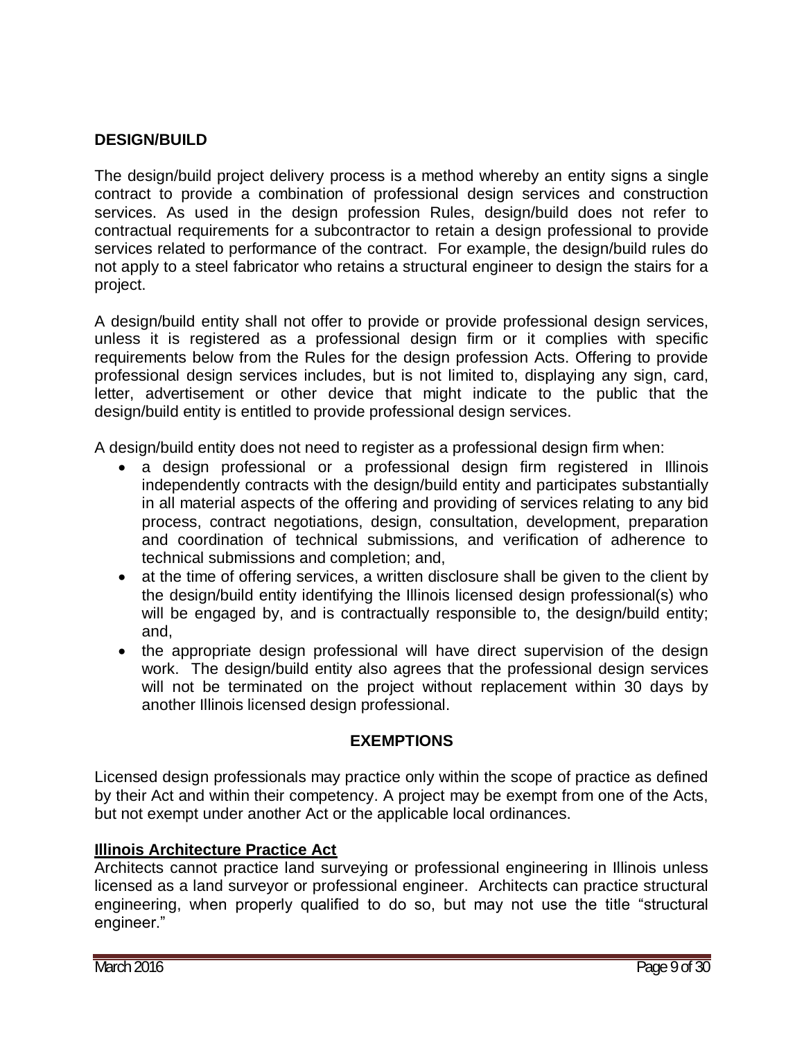## DESIGN/BUILD

The design/build project delivery process is a method whereby an entity signs a single contract to provide a combination of professional design services and construction services. As used in the design profession Rules, design/build does not refer to contractual requirements for a subcontractor to retain a design professional to provide services related to performance of the contract. For example, the design/build rules do not apply to a steel fabricator who retains a structural engineer to design the stairs for a project.

A design/build entity shall not offer to provide or provide professional design services, unless it is registered as a professional design firm or it complies with specific requirements below from the Rules for the design profession Acts. Offering to provide professional design services includes, but is not limited to, displaying any sign, card, letter, advertisement or other device that might indicate to the public that the design/build entity is entitled to provide professional design services.

A design/build entity does not need to register as a professional design firm when:

- a design professional or a professional design firm registered in Illinois independently contracts with the design/build entity and participates substantially in all material aspects of the offering and providing of services relating to any bid process, contract negotiations, design, consultation, development, preparation and coordination of technical submissions, and verification of adherence to technical submissions and completion; and,
- at the time of offering services, a written disclosure shall be given to the client by the design/build entity identifying the Illinois licensed design professional(s) who will be engaged by, and is contractually responsible to, the design/build entity; and,
- the appropriate design professional will have direct supervision of the design work. The design/build entity also agrees that the professional design services will not be terminated on the project without replacement within 30 days by another Illinois licensed design professional.

## EXEMPTIONS

Licensed design professionals may practice only within the scope of practice as defined by their Act and within their competency. A project may be exempt from one of the Acts, but not exempt under another Act or the applicable local ordinances.

### Illinois Architecture Practice Act

Architects cannot practice land surveying or professional engineering in Illinois unless licensed as a land surveyor or professional engineer. Architects can practice structural engineering, when properly qualified to do so, but may not use the title "structural engineer."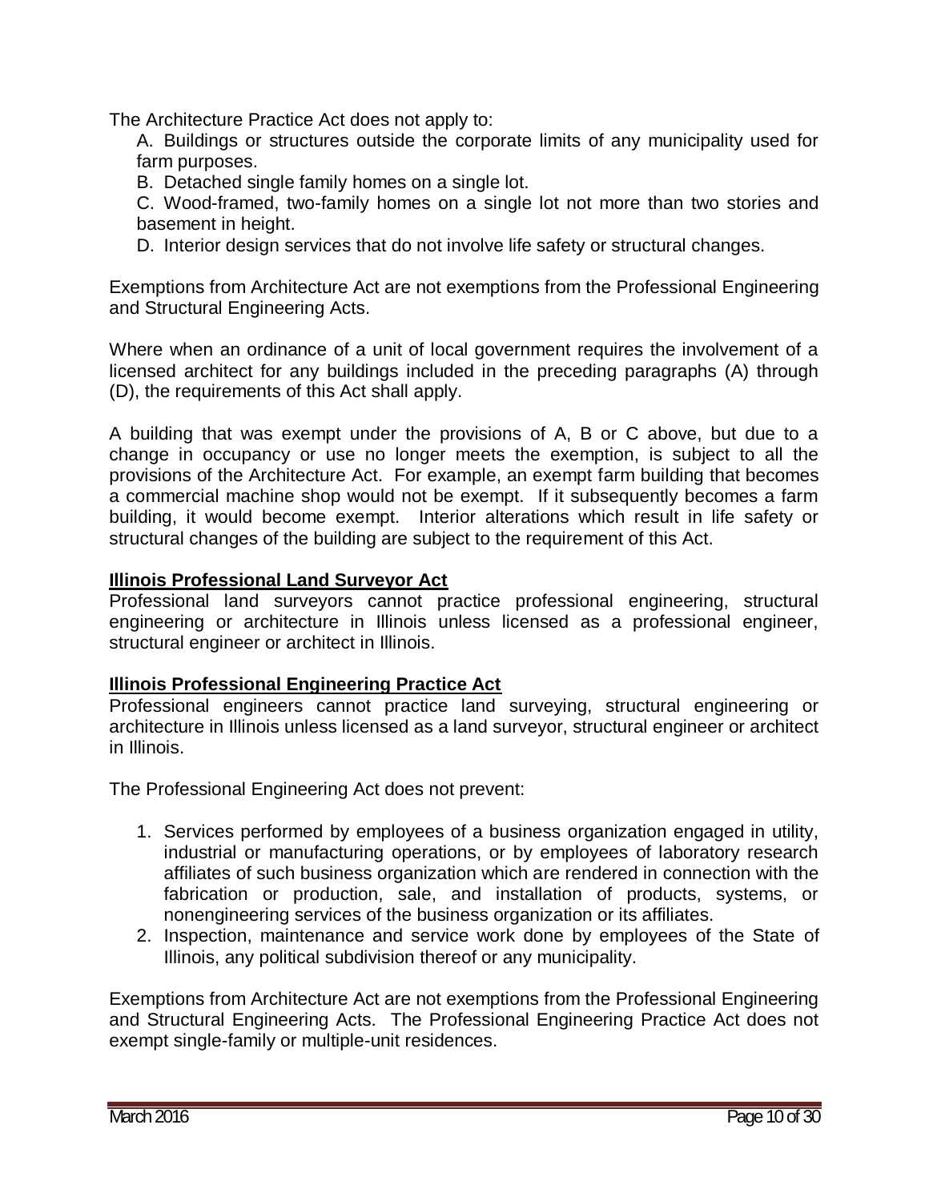The Architecture Practice Act does not apply to:

A. Buildings or structures outside the corporate limits of any municipality used for farm purposes.

B. Detached single family homes on a single lot.

C. Wood-framed, two-family homes on a single lot not more than two stories and basement in height.

D. Interior design services that do not involve life safety or structural changes.

Exemptions from Architecture Act are not exemptions from the Professional Engineering and Structural Engineering Acts.

Where when an ordinance of a unit of local government requires the involvement of a licensed architect for any buildings included in the preceding paragraphs (A) through (D), the requirements of this Act shall apply.

A building that was exempt under the provisions of A, B or C above, but due to a change in occupancy or use no longer meets the exemption, is subject to all the provisions of the Architecture Act. For example, an exempt farm building that becomes a commercial machine shop would not be exempt. If it subsequently becomes a farm building, it would become exempt. Interior alterations which result in life safety or structural changes of the building are subject to the requirement of this Act.

**Illinois Professional Land Surveyor Act**

Professional land surveyors cannot practice professional engineering, structural engineering or architecture in Illinois unless licensed as a professional engineer, structural engineer or architect in Illinois.

**Illinois Professional Engineering Practice Act**

Professional engineers cannot practice land surveying, structural engineering or architecture in Illinois unless licensed as a land surveyor, structural engineer or architect in Illinois.

The Professional Engineering Act does not prevent:

1. Services performed by employees of a business organization engaged in utility, industrial or manufacturing operations, or by employees of laboratory research affiliates of such business organization which are rendered in connection with the fabrication or production, sale, and installation of products, systems, or nonengineering services of the business organization or its affiliates.
2. Inspection, maintenance and service work done by employees of the State of Illinois, any political subdivision thereof or any municipality.

Exemptions from Architecture Act are not exemptions from the Professional Engineering and Structural Engineering Acts. The Professional Engineering Practice Act does not exempt single-family or multiple-unit residences.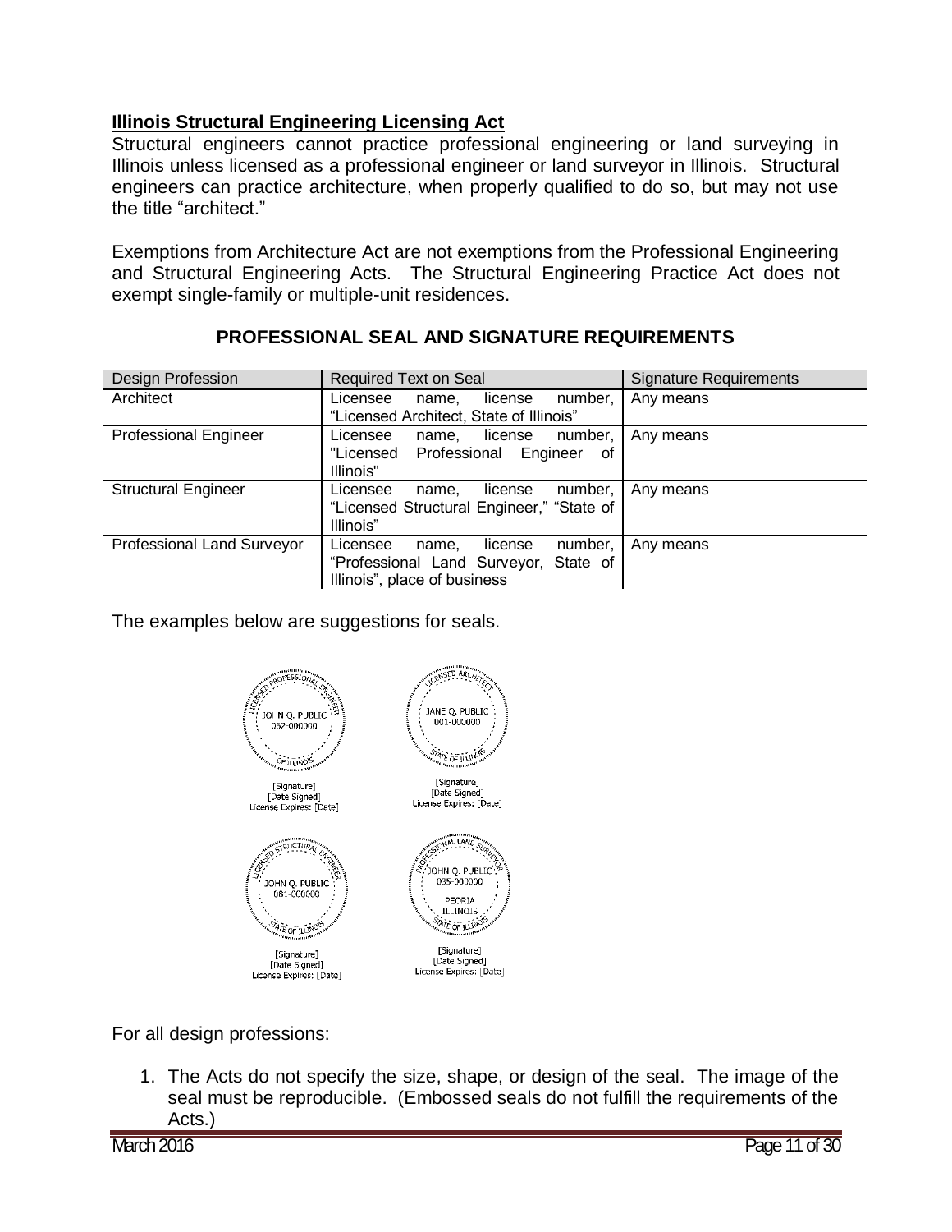**Illinois Structural Engineering Licensing Act**

Structural engineers cannot practice professional engineering or land surveying in Illinois unless licensed as a professional engineer or land surveyor in Illinois. Structural engineers can practice architecture, when properly qualified to do so, but may not use the title "architect."

Exemptions from Architecture Act are not exemptions from the Professional Engineering and Structural Engineering Acts. The Structural Engineering Practice Act does not exempt single-family or multiple-unit residences.

## PROFESSIONAL SEAL AND SIGNATURE REQUIREMENTS

| Design Profession | Required Text on Seal | Signature Requirements |
|---|---|---|
| Architect | Licensee name, license number, "Licensed Architect, State of Illinois" | Any means |
| Professional Engineer | Licensee name, license number, "Licensed Professional Engineer of Illinois" | Any means |
| Structural Engineer | Licensee name, license number, "Licensed Structural Engineer," "State of Illinois" | Any means |
| Professional Land Surveyor | Licensee name, license number, "Professional Land Surveyor, State of Illinois", place of business | Any means |

The examples below are suggestions for seals.

LICENSED PROFESSIONAL ENGINEER
JOHN Q. PUBLIC
062-000000
OF ILLINOIS

[Signature]
[Date Signed]
License Expires: [Date]

LICENSED ARCHITECT
JANE Q. PUBLIC
001-000000
STATE OF ILLINOIS

[Signature]
[Date Signed]
License Expires: [Date]

LICENSED STRUCTURAL ENGINEER
JOHN Q. PUBLIC
081-000000
STATE OF ILLINOIS

[Signature]
[Date Signed]
License Expires: [Date]

PROFESSIONAL LAND SURVEYOR
JOHN Q. PUBLIC
035-000000
PEORIA
ILLINOIS
STATE OF ILLINOIS

[Signature]
[Date Signed]
License Expires: [Date]

For all design professions:

1. The Acts do not specify the size, shape, or design of the seal. The image of the seal must be reproducible. (Embossed seals do not fulfill the requirements of the Acts.)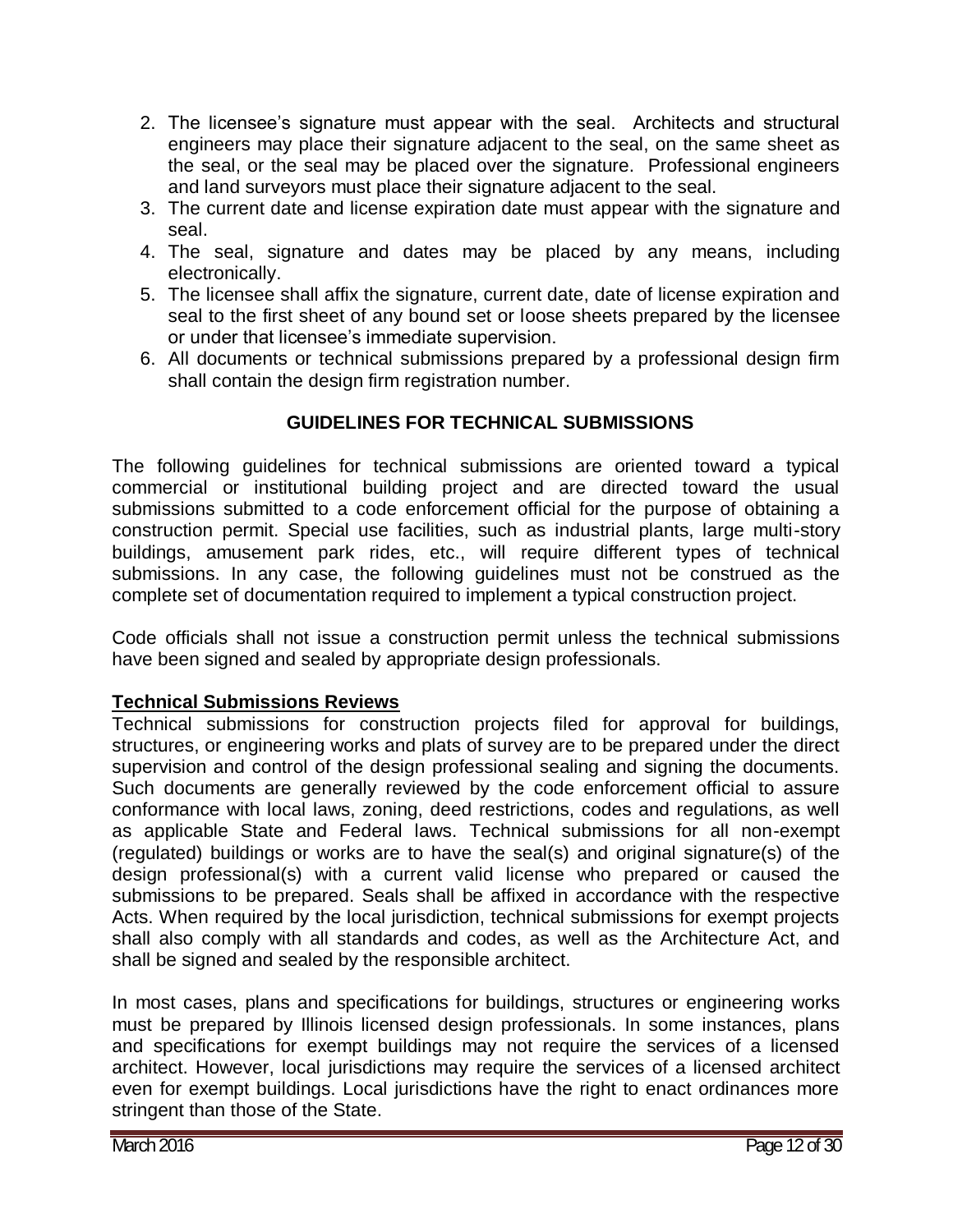2. The licensee's signature must appear with the seal. Architects and structural engineers may place their signature adjacent to the seal, on the same sheet as the seal, or the seal may be placed over the signature. Professional engineers and land surveyors must place their signature adjacent to the seal.
3. The current date and license expiration date must appear with the signature and seal.
4. The seal, signature and dates may be placed by any means, including electronically.
5. The licensee shall affix the signature, current date, date of license expiration and seal to the first sheet of any bound set or loose sheets prepared by the licensee or under that licensee's immediate supervision.
6. All documents or technical submissions prepared by a professional design firm shall contain the design firm registration number.

## GUIDELINES FOR TECHNICAL SUBMISSIONS

The following guidelines for technical submissions are oriented toward a typical commercial or institutional building project and are directed toward the usual submissions submitted to a code enforcement official for the purpose of obtaining a construction permit. Special use facilities, such as industrial plants, large multi-story buildings, amusement park rides, etc., will require different types of technical submissions. In any case, the following guidelines must not be construed as the complete set of documentation required to implement a typical construction project.

Code officials shall not issue a construction permit unless the technical submissions have been signed and sealed by appropriate design professionals.

### Technical Submissions Reviews

Technical submissions for construction projects filed for approval for buildings, structures, or engineering works and plats of survey are to be prepared under the direct supervision and control of the design professional sealing and signing the documents. Such documents are generally reviewed by the code enforcement official to assure conformance with local laws, zoning, deed restrictions, codes and regulations, as well as applicable State and Federal laws. Technical submissions for all non-exempt (regulated) buildings or works are to have the seal(s) and original signature(s) of the design professional(s) with a current valid license who prepared or caused the submissions to be prepared. Seals shall be affixed in accordance with the respective Acts. When required by the local jurisdiction, technical submissions for exempt projects shall also comply with all standards and codes, as well as the Architecture Act, and shall be signed and sealed by the responsible architect.

In most cases, plans and specifications for buildings, structures or engineering works must be prepared by Illinois licensed design professionals. In some instances, plans and specifications for exempt buildings may not require the services of a licensed architect. However, local jurisdictions may require the services of a licensed architect even for exempt buildings. Local jurisdictions have the right to enact ordinances more stringent than those of the State.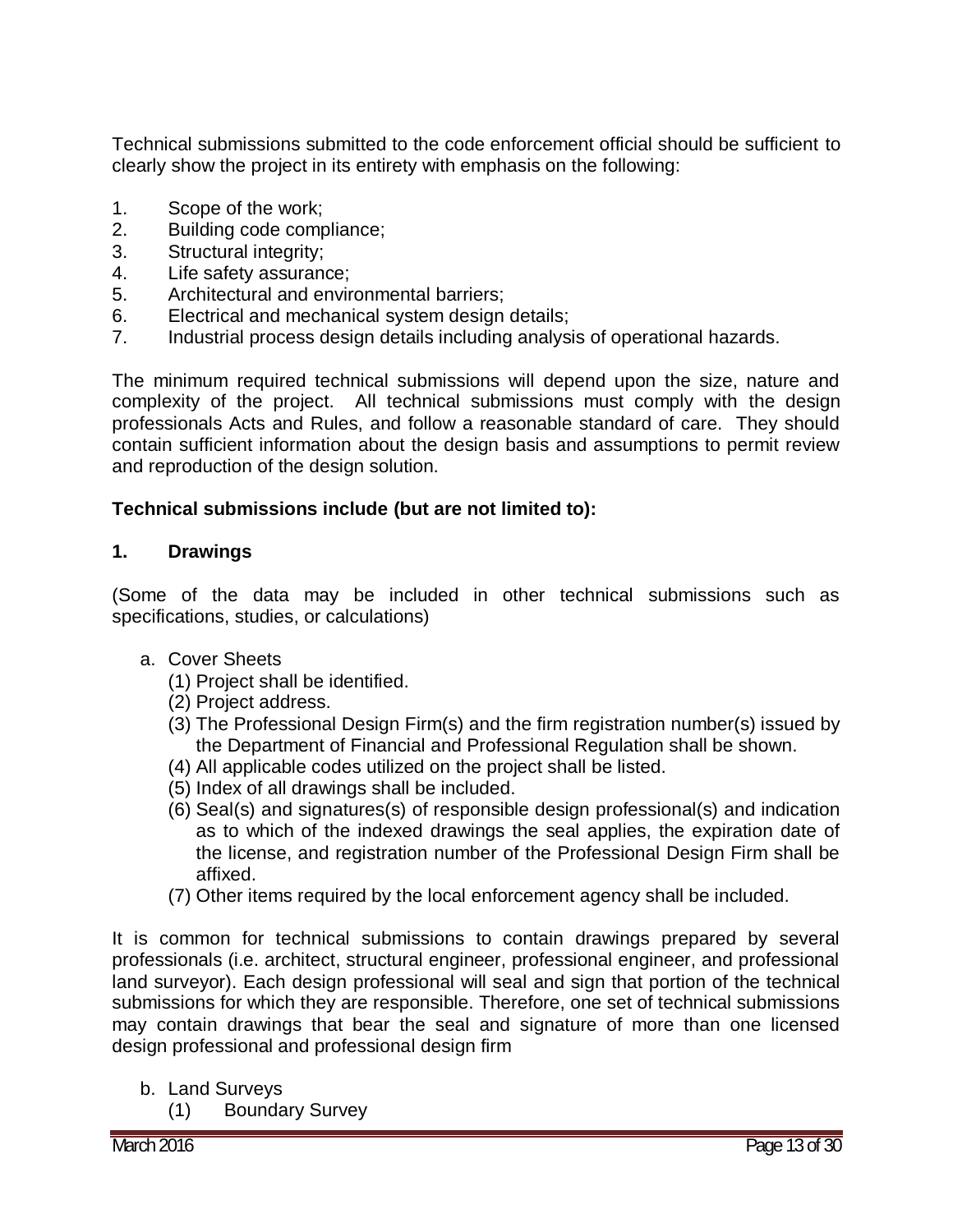Technical submissions submitted to the code enforcement official should be sufficient to clearly show the project in its entirety with emphasis on the following:

1. Scope of the work;
2. Building code compliance;
3. Structural integrity;
4. Life safety assurance;
5. Architectural and environmental barriers;
6. Electrical and mechanical system design details;
7. Industrial process design details including analysis of operational hazards.

The minimum required technical submissions will depend upon the size, nature and complexity of the project. All technical submissions must comply with the design professionals Acts and Rules, and follow a reasonable standard of care. They should contain sufficient information about the design basis and assumptions to permit review and reproduction of the design solution.

**Technical submissions include (but are not limited to):**

**1. Drawings**

(Some of the data may be included in other technical submissions such as specifications, studies, or calculations)

a. Cover Sheets
   (1) Project shall be identified.
   (2) Project address.
   (3) The Professional Design Firm(s) and the firm registration number(s) issued by the Department of Financial and Professional Regulation shall be shown.
   (4) All applicable codes utilized on the project shall be listed.
   (5) Index of all drawings shall be included.
   (6) Seal(s) and signatures(s) of responsible design professional(s) and indication as to which of the indexed drawings the seal applies, the expiration date of the license, and registration number of the Professional Design Firm shall be affixed.
   (7) Other items required by the local enforcement agency shall be included.

It is common for technical submissions to contain drawings prepared by several professionals (i.e. architect, structural engineer, professional engineer, and professional land surveyor). Each design professional will seal and sign that portion of the technical submissions for which they are responsible. Therefore, one set of technical submissions may contain drawings that bear the seal and signature of more than one licensed design professional and professional design firm

b. Land Surveys
   (1) Boundary Survey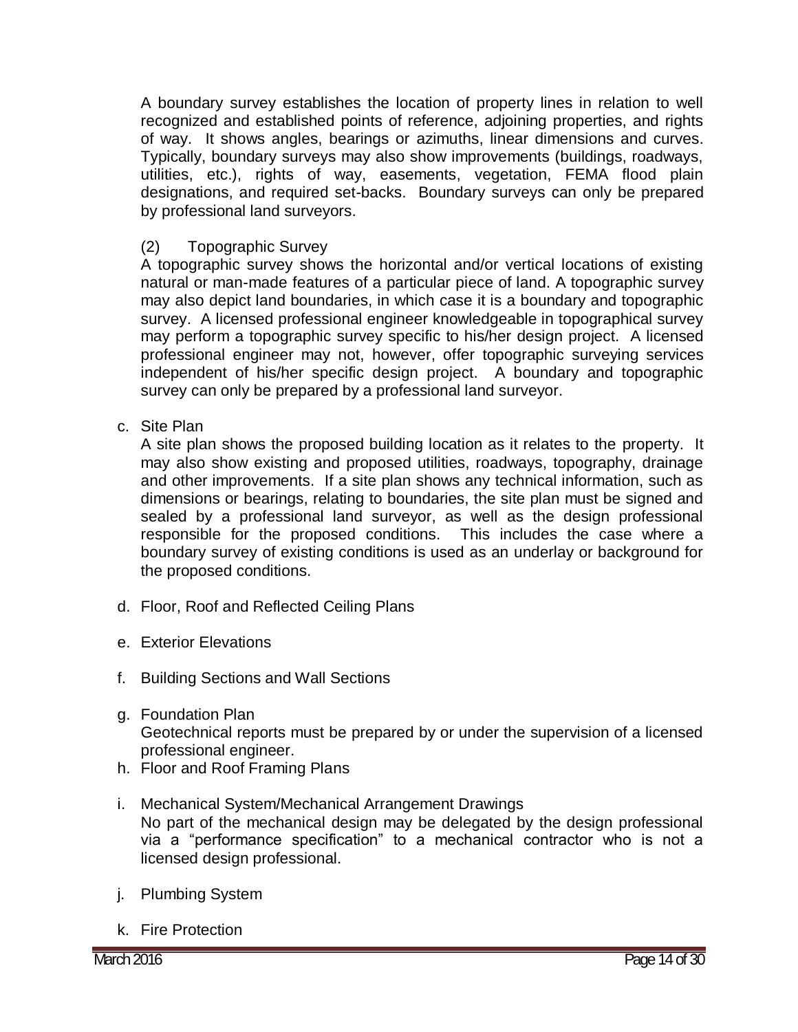A boundary survey establishes the location of property lines in relation to well recognized and established points of reference, adjoining properties, and rights of way. It shows angles, bearings or azimuths, linear dimensions and curves. Typically, boundary surveys may also show improvements (buildings, roadways, utilities, etc.), rights of way, easements, vegetation, FEMA flood plain designations, and required set-backs. Boundary surveys can only be prepared by professional land surveyors.

(2) Topographic Survey

A topographic survey shows the horizontal and/or vertical locations of existing natural or man-made features of a particular piece of land. A topographic survey may also depict land boundaries, in which case it is a boundary and topographic survey. A licensed professional engineer knowledgeable in topographical survey may perform a topographic survey specific to his/her design project. A licensed professional engineer may not, however, offer topographic surveying services independent of his/her specific design project. A boundary and topographic survey can only be prepared by a professional land surveyor.

c. Site Plan

A site plan shows the proposed building location as it relates to the property. It may also show existing and proposed utilities, roadways, topography, drainage and other improvements. If a site plan shows any technical information, such as dimensions or bearings, relating to boundaries, the site plan must be signed and sealed by a professional land surveyor, as well as the design professional responsible for the proposed conditions. This includes the case where a boundary survey of existing conditions is used as an underlay or background for the proposed conditions.

d. Floor, Roof and Reflected Ceiling Plans

e. Exterior Elevations

f. Building Sections and Wall Sections

g. Foundation Plan

Geotechnical reports must be prepared by or under the supervision of a licensed professional engineer.

h. Floor and Roof Framing Plans

i. Mechanical System/Mechanical Arrangement Drawings

No part of the mechanical design may be delegated by the design professional via a "performance specification" to a mechanical contractor who is not a licensed design professional.

j. Plumbing System

k. Fire Protection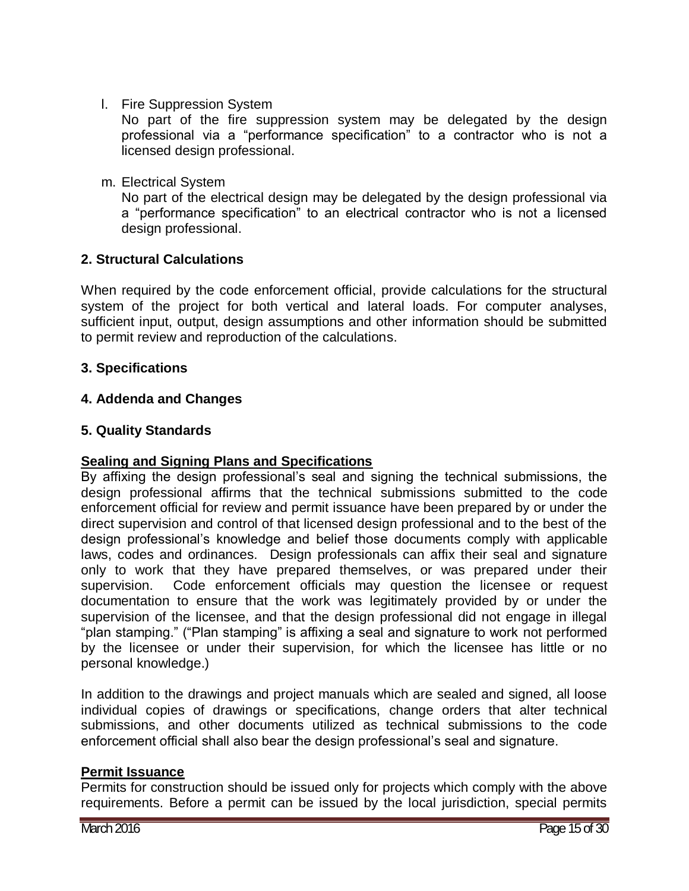l. Fire Suppression System
   No part of the fire suppression system may be delegated by the design professional via a “performance specification” to a contractor who is not a licensed design professional.

m. Electrical System
   No part of the electrical design may be delegated by the design professional via a “performance specification” to an electrical contractor who is not a licensed design professional.

**2. Structural Calculations**

When required by the code enforcement official, provide calculations for the structural system of the project for both vertical and lateral loads. For computer analyses, sufficient input, output, design assumptions and other information should be submitted to permit review and reproduction of the calculations.

**3. Specifications**

**4. Addenda and Changes**

**5. Quality Standards**

**<u>Sealing and Signing Plans and Specifications</u>**

By affixing the design professional’s seal and signing the technical submissions, the design professional affirms that the technical submissions submitted to the code enforcement official for review and permit issuance have been prepared by or under the direct supervision and control of that licensed design professional and to the best of the design professional’s knowledge and belief those documents comply with applicable laws, codes and ordinances. Design professionals can affix their seal and signature only to work that they have prepared themselves, or was prepared under their supervision. Code enforcement officials may question the licensee or request documentation to ensure that the work was legitimately provided by or under the supervision of the licensee, and that the design professional did not engage in illegal “plan stamping.” (“Plan stamping” is affixing a seal and signature to work not performed by the licensee or under their supervision, for which the licensee has little or no personal knowledge.)

In addition to the drawings and project manuals which are sealed and signed, all loose individual copies of drawings or specifications, change orders that alter technical submissions, and other documents utilized as technical submissions to the code enforcement official shall also bear the design professional’s seal and signature.

**<u>Permit Issuance</u>**

Permits for construction should be issued only for projects which comply with the above requirements. Before a permit can be issued by the local jurisdiction, special permits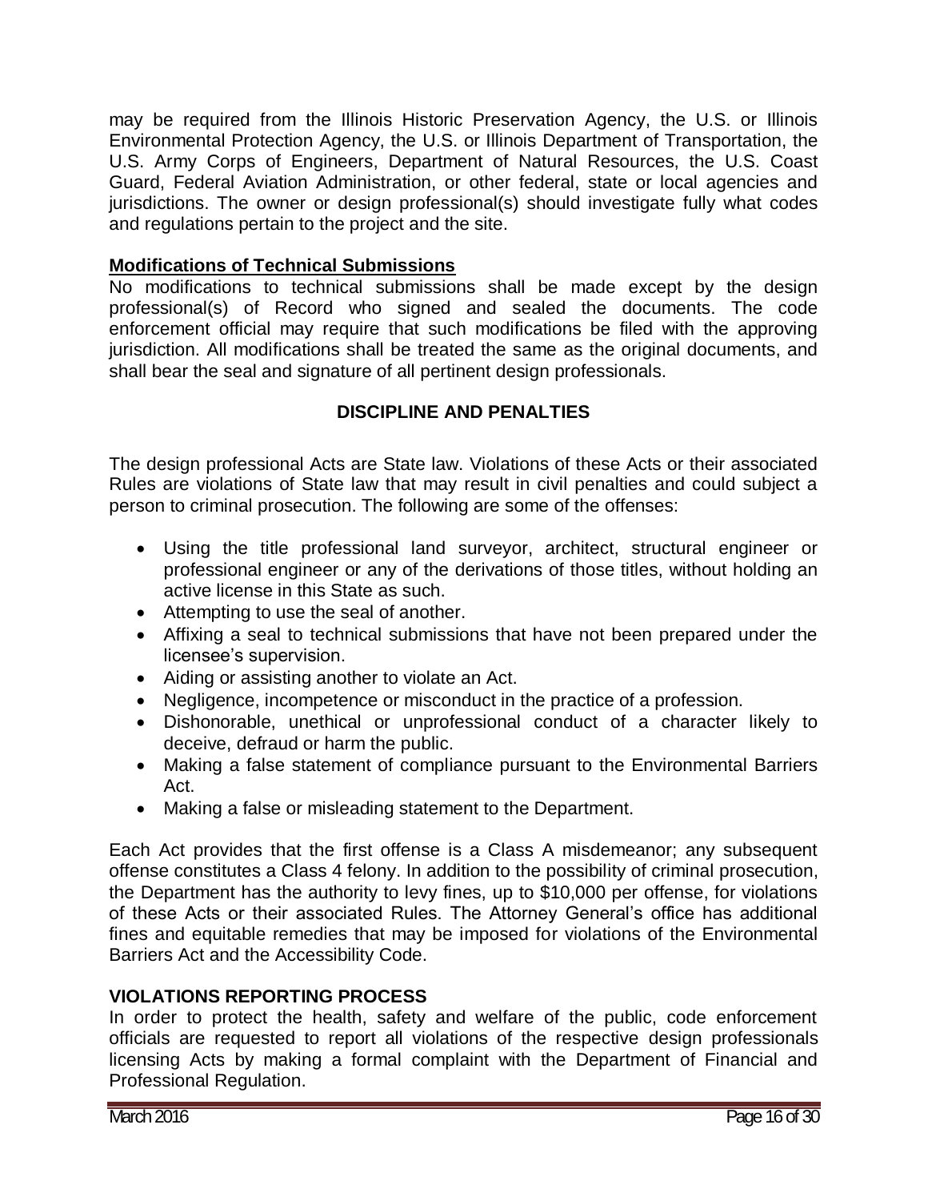may be required from the Illinois Historic Preservation Agency, the U.S. or Illinois Environmental Protection Agency, the U.S. or Illinois Department of Transportation, the U.S. Army Corps of Engineers, Department of Natural Resources, the U.S. Coast Guard, Federal Aviation Administration, or other federal, state or local agencies and jurisdictions. The owner or design professional(s) should investigate fully what codes and regulations pertain to the project and the site.

**Modifications of Technical Submissions**

No modifications to technical submissions shall be made except by the design professional(s) of Record who signed and sealed the documents. The code enforcement official may require that such modifications be filed with the approving jurisdiction. All modifications shall be treated the same as the original documents, and shall bear the seal and signature of all pertinent design professionals.

## DISCIPLINE AND PENALTIES

The design professional Acts are State law. Violations of these Acts or their associated Rules are violations of State law that may result in civil penalties and could subject a person to criminal prosecution. The following are some of the offenses:

- Using the title professional land surveyor, architect, structural engineer or professional engineer or any of the derivations of those titles, without holding an active license in this State as such.
- Attempting to use the seal of another.
- Affixing a seal to technical submissions that have not been prepared under the licensee's supervision.
- Aiding or assisting another to violate an Act.
- Negligence, incompetence or misconduct in the practice of a profession.
- Dishonorable, unethical or unprofessional conduct of a character likely to deceive, defraud or harm the public.
- Making a false statement of compliance pursuant to the Environmental Barriers Act.
- Making a false or misleading statement to the Department.

Each Act provides that the first offense is a Class A misdemeanor; any subsequent offense constitutes a Class 4 felony. In addition to the possibility of criminal prosecution, the Department has the authority to levy fines, up to $10,000 per offense, for violations of these Acts or their associated Rules. The Attorney General's office has additional fines and equitable remedies that may be imposed for violations of the Environmental Barriers Act and the Accessibility Code.

### VIOLATIONS REPORTING PROCESS

In order to protect the health, safety and welfare of the public, code enforcement officials are requested to report all violations of the respective design professionals licensing Acts by making a formal complaint with the Department of Financial and Professional Regulation.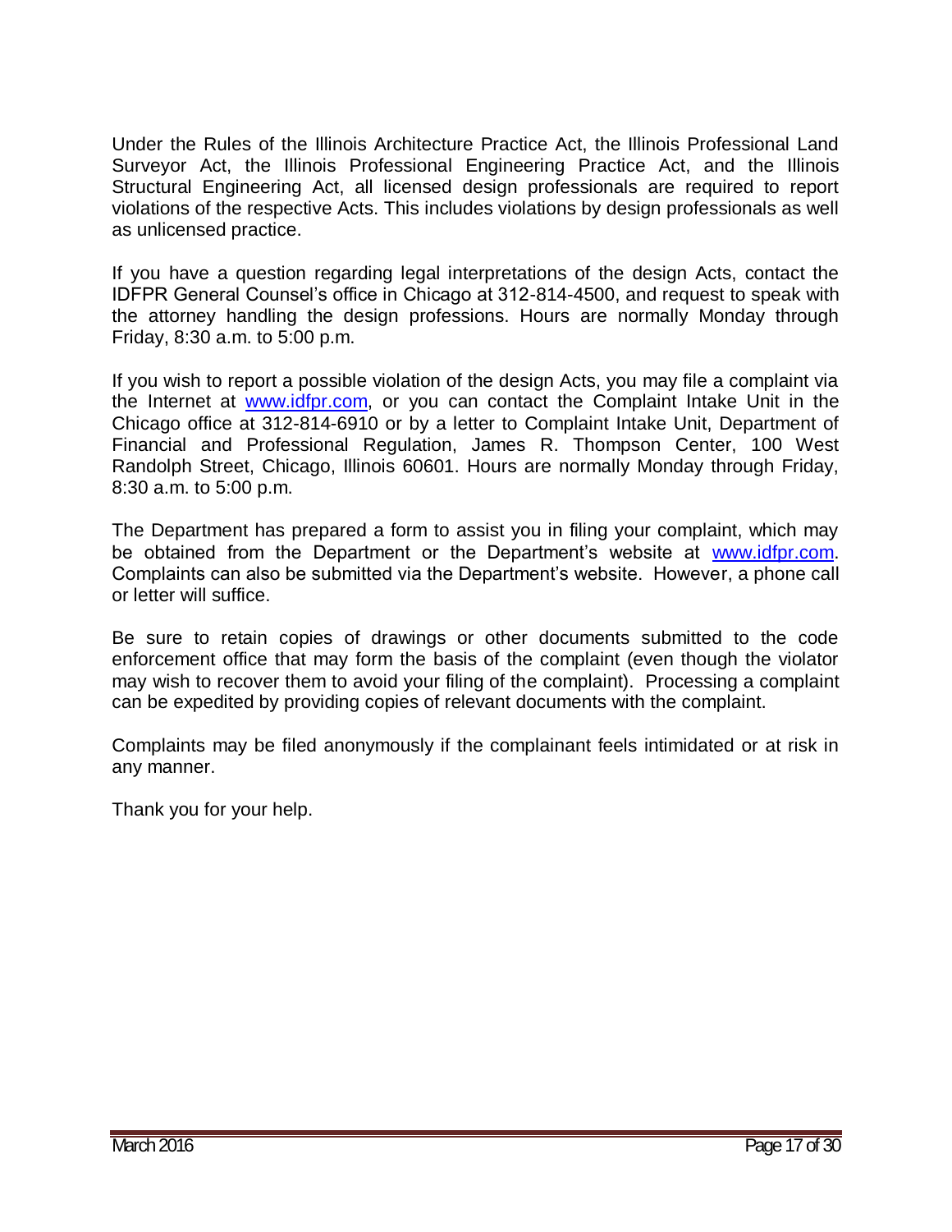Under the Rules of the Illinois Architecture Practice Act, the Illinois Professional Land Surveyor Act, the Illinois Professional Engineering Practice Act, and the Illinois Structural Engineering Act, all licensed design professionals are required to report violations of the respective Acts. This includes violations by design professionals as well as unlicensed practice.

If you have a question regarding legal interpretations of the design Acts, contact the IDFPR General Counsel's office in Chicago at 312-814-4500, and request to speak with the attorney handling the design professions. Hours are normally Monday through Friday, 8:30 a.m. to 5:00 p.m.

If you wish to report a possible violation of the design Acts, you may file a complaint via the Internet at www.idfpr.com, or you can contact the Complaint Intake Unit in the Chicago office at 312-814-6910 or by a letter to Complaint Intake Unit, Department of Financial and Professional Regulation, James R. Thompson Center, 100 West Randolph Street, Chicago, Illinois 60601. Hours are normally Monday through Friday, 8:30 a.m. to 5:00 p.m.

The Department has prepared a form to assist you in filing your complaint, which may be obtained from the Department or the Department's website at www.idfpr.com. Complaints can also be submitted via the Department's website. However, a phone call or letter will suffice.

Be sure to retain copies of drawings or other documents submitted to the code enforcement office that may form the basis of the complaint (even though the violator may wish to recover them to avoid your filing of the complaint). Processing a complaint can be expedited by providing copies of relevant documents with the complaint.

Complaints may be filed anonymously if the complainant feels intimidated or at risk in any manner.

Thank you for your help.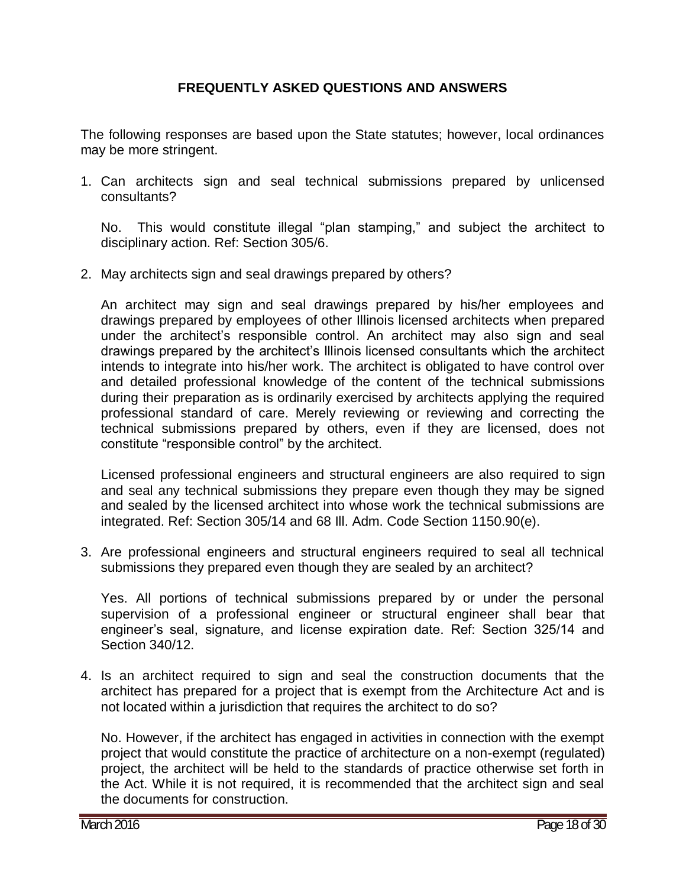# FREQUENTLY ASKED QUESTIONS AND ANSWERS

The following responses are based upon the State statutes; however, local ordinances may be more stringent.

1. Can architects sign and seal technical submissions prepared by unlicensed consultants?

   No. This would constitute illegal "plan stamping," and subject the architect to disciplinary action. Ref: Section 305/6.

2. May architects sign and seal drawings prepared by others?

   An architect may sign and seal drawings prepared by his/her employees and drawings prepared by employees of other Illinois licensed architects when prepared under the architect's responsible control. An architect may also sign and seal drawings prepared by the architect's Illinois licensed consultants which the architect intends to integrate into his/her work. The architect is obligated to have control over and detailed professional knowledge of the content of the technical submissions during their preparation as is ordinarily exercised by architects applying the required professional standard of care. Merely reviewing or reviewing and correcting the technical submissions prepared by others, even if they are licensed, does not constitute "responsible control" by the architect.

   Licensed professional engineers and structural engineers are also required to sign and seal any technical submissions they prepare even though they may be signed and sealed by the licensed architect into whose work the technical submissions are integrated. Ref: Section 305/14 and 68 Ill. Adm. Code Section 1150.90(e).

3. Are professional engineers and structural engineers required to seal all technical submissions they prepared even though they are sealed by an architect?

   Yes. All portions of technical submissions prepared by or under the personal supervision of a professional engineer or structural engineer shall bear that engineer's seal, signature, and license expiration date. Ref: Section 325/14 and Section 340/12.

4. Is an architect required to sign and seal the construction documents that the architect has prepared for a project that is exempt from the Architecture Act and is not located within a jurisdiction that requires the architect to do so?

   No. However, if the architect has engaged in activities in connection with the exempt project that would constitute the practice of architecture on a non-exempt (regulated) project, the architect will be held to the standards of practice otherwise set forth in the Act. While it is not required, it is recommended that the architect sign and seal the documents for construction.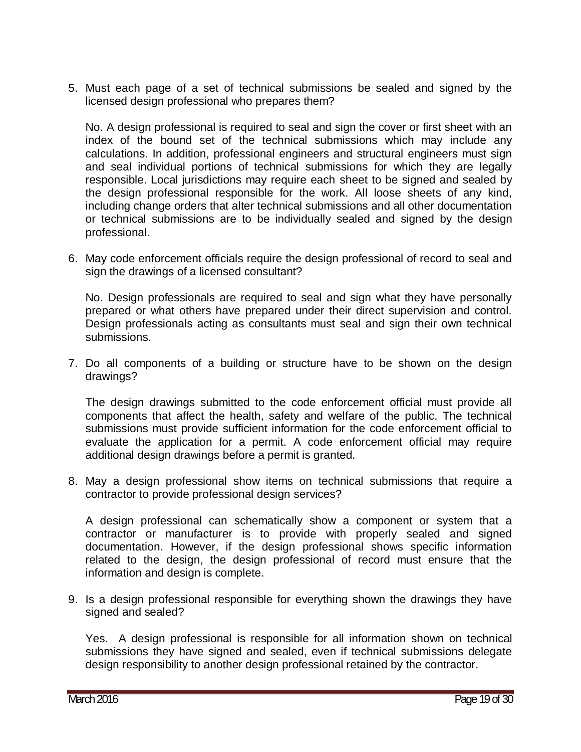5. Must each page of a set of technical submissions be sealed and signed by the licensed design professional who prepares them?

   No. A design professional is required to seal and sign the cover or first sheet with an index of the bound set of the technical submissions which may include any calculations. In addition, professional engineers and structural engineers must sign and seal individual portions of technical submissions for which they are legally responsible. Local jurisdictions may require each sheet to be signed and sealed by the design professional responsible for the work. All loose sheets of any kind, including change orders that alter technical submissions and all other documentation or technical submissions are to be individually sealed and signed by the design professional.

6. May code enforcement officials require the design professional of record to seal and sign the drawings of a licensed consultant?

   No. Design professionals are required to seal and sign what they have personally prepared or what others have prepared under their direct supervision and control. Design professionals acting as consultants must seal and sign their own technical submissions.

7. Do all components of a building or structure have to be shown on the design drawings?

   The design drawings submitted to the code enforcement official must provide all components that affect the health, safety and welfare of the public. The technical submissions must provide sufficient information for the code enforcement official to evaluate the application for a permit. A code enforcement official may require additional design drawings before a permit is granted.

8. May a design professional show items on technical submissions that require a contractor to provide professional design services?

   A design professional can schematically show a component or system that a contractor or manufacturer is to provide with properly sealed and signed documentation. However, if the design professional shows specific information related to the design, the design professional of record must ensure that the information and design is complete.

9. Is a design professional responsible for everything shown the drawings they have signed and sealed?

   Yes. A design professional is responsible for all information shown on technical submissions they have signed and sealed, even if technical submissions delegate design responsibility to another design professional retained by the contractor.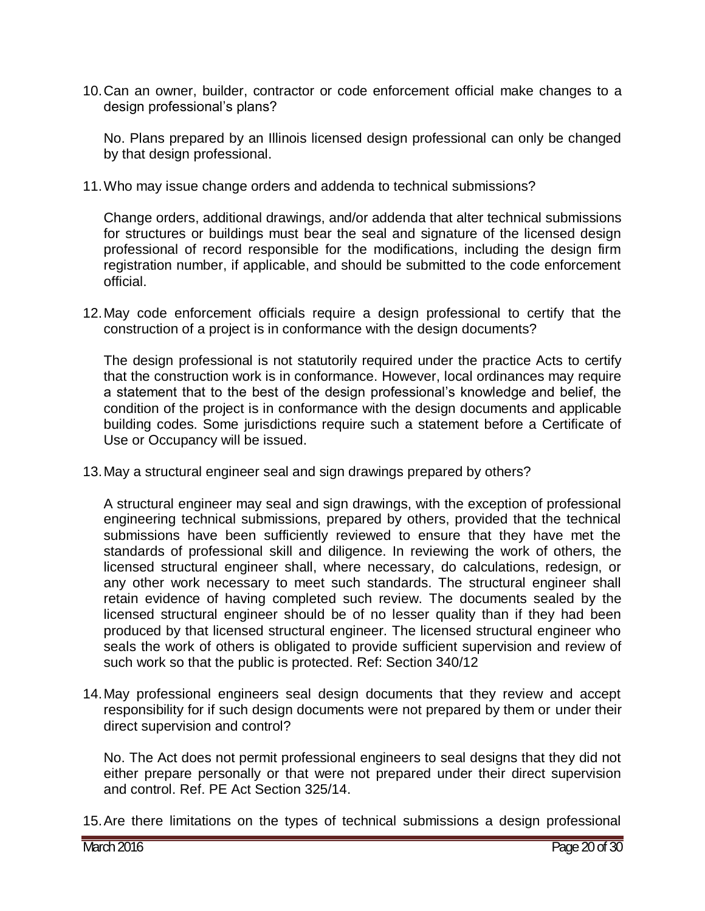10. Can an owner, builder, contractor or code enforcement official make changes to a design professional's plans?

    No. Plans prepared by an Illinois licensed design professional can only be changed by that design professional.

11. Who may issue change orders and addenda to technical submissions?

    Change orders, additional drawings, and/or addenda that alter technical submissions for structures or buildings must bear the seal and signature of the licensed design professional of record responsible for the modifications, including the design firm registration number, if applicable, and should be submitted to the code enforcement official.

12. May code enforcement officials require a design professional to certify that the construction of a project is in conformance with the design documents?

    The design professional is not statutorily required under the practice Acts to certify that the construction work is in conformance. However, local ordinances may require a statement that to the best of the design professional's knowledge and belief, the condition of the project is in conformance with the design documents and applicable building codes. Some jurisdictions require such a statement before a Certificate of Use or Occupancy will be issued.

13. May a structural engineer seal and sign drawings prepared by others?

    A structural engineer may seal and sign drawings, with the exception of professional engineering technical submissions, prepared by others, provided that the technical submissions have been sufficiently reviewed to ensure that they have met the standards of professional skill and diligence. In reviewing the work of others, the licensed structural engineer shall, where necessary, do calculations, redesign, or any other work necessary to meet such standards. The structural engineer shall retain evidence of having completed such review. The documents sealed by the licensed structural engineer should be of no lesser quality than if they had been produced by that licensed structural engineer. The licensed structural engineer who seals the work of others is obligated to provide sufficient supervision and review of such work so that the public is protected. Ref: Section 340/12

14. May professional engineers seal design documents that they review and accept responsibility for if such design documents were not prepared by them or under their direct supervision and control?

    No. The Act does not permit professional engineers to seal designs that they did not either prepare personally or that were not prepared under their direct supervision and control. Ref. PE Act Section 325/14.

15. Are there limitations on the types of technical submissions a design professional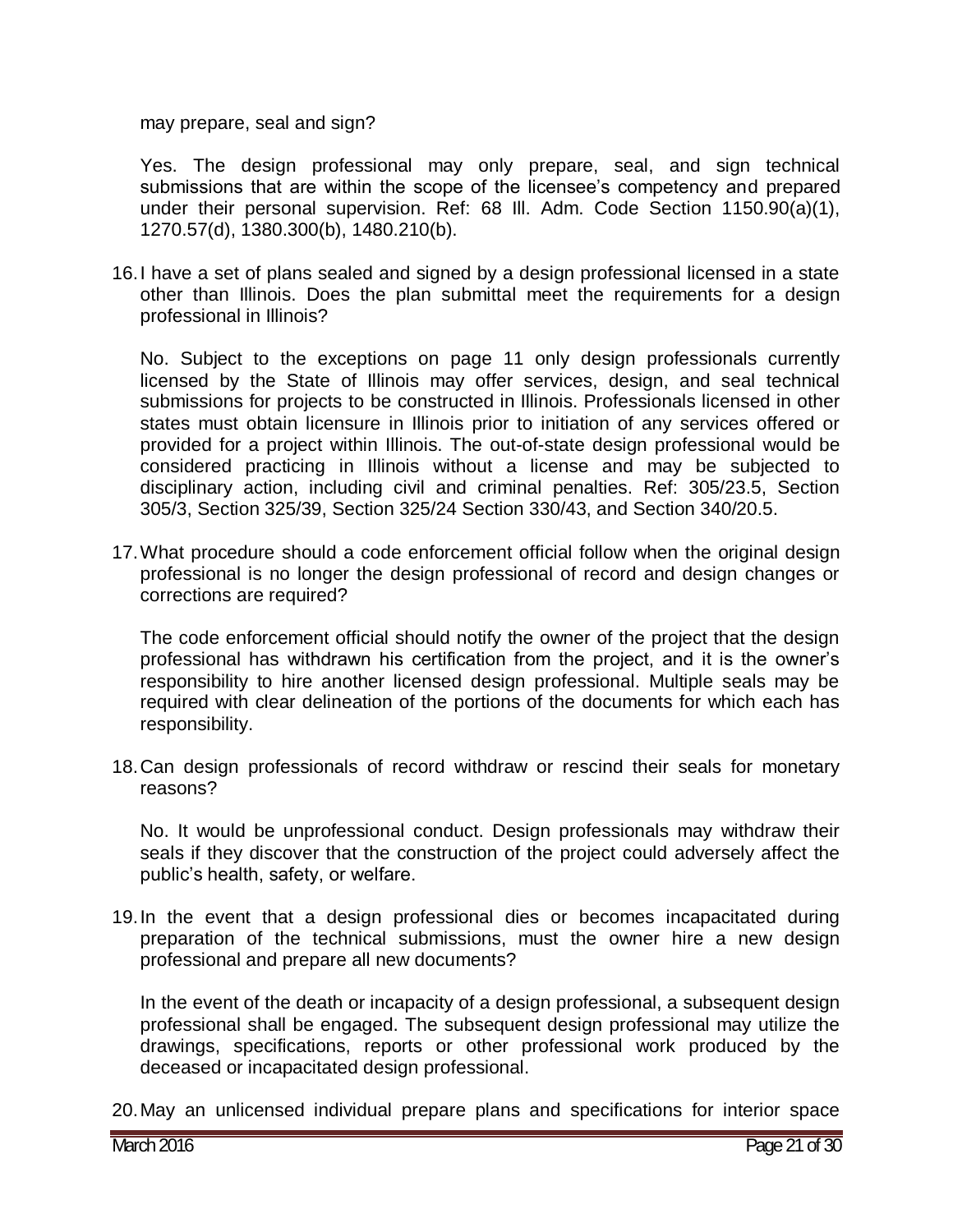may prepare, seal and sign?

Yes. The design professional may only prepare, seal, and sign technical submissions that are within the scope of the licensee's competency and prepared under their personal supervision. Ref: 68 Ill. Adm. Code Section 1150.90(a)(1), 1270.57(d), 1380.300(b), 1480.210(b).

16. I have a set of plans sealed and signed by a design professional licensed in a state other than Illinois. Does the plan submittal meet the requirements for a design professional in Illinois?

    No. Subject to the exceptions on page 11 only design professionals currently licensed by the State of Illinois may offer services, design, and seal technical submissions for projects to be constructed in Illinois. Professionals licensed in other states must obtain licensure in Illinois prior to initiation of any services offered or provided for a project within Illinois. The out-of-state design professional would be considered practicing in Illinois without a license and may be subjected to disciplinary action, including civil and criminal penalties. Ref: 305/23.5, Section 305/3, Section 325/39, Section 325/24 Section 330/43, and Section 340/20.5.

17. What procedure should a code enforcement official follow when the original design professional is no longer the design professional of record and design changes or corrections are required?

    The code enforcement official should notify the owner of the project that the design professional has withdrawn his certification from the project, and it is the owner's responsibility to hire another licensed design professional. Multiple seals may be required with clear delineation of the portions of the documents for which each has responsibility.

18. Can design professionals of record withdraw or rescind their seals for monetary reasons?

    No. It would be unprofessional conduct. Design professionals may withdraw their seals if they discover that the construction of the project could adversely affect the public's health, safety, or welfare.

19. In the event that a design professional dies or becomes incapacitated during preparation of the technical submissions, must the owner hire a new design professional and prepare all new documents?

    In the event of the death or incapacity of a design professional, a subsequent design professional shall be engaged. The subsequent design professional may utilize the drawings, specifications, reports or other professional work produced by the deceased or incapacitated design professional.

20. May an unlicensed individual prepare plans and specifications for interior space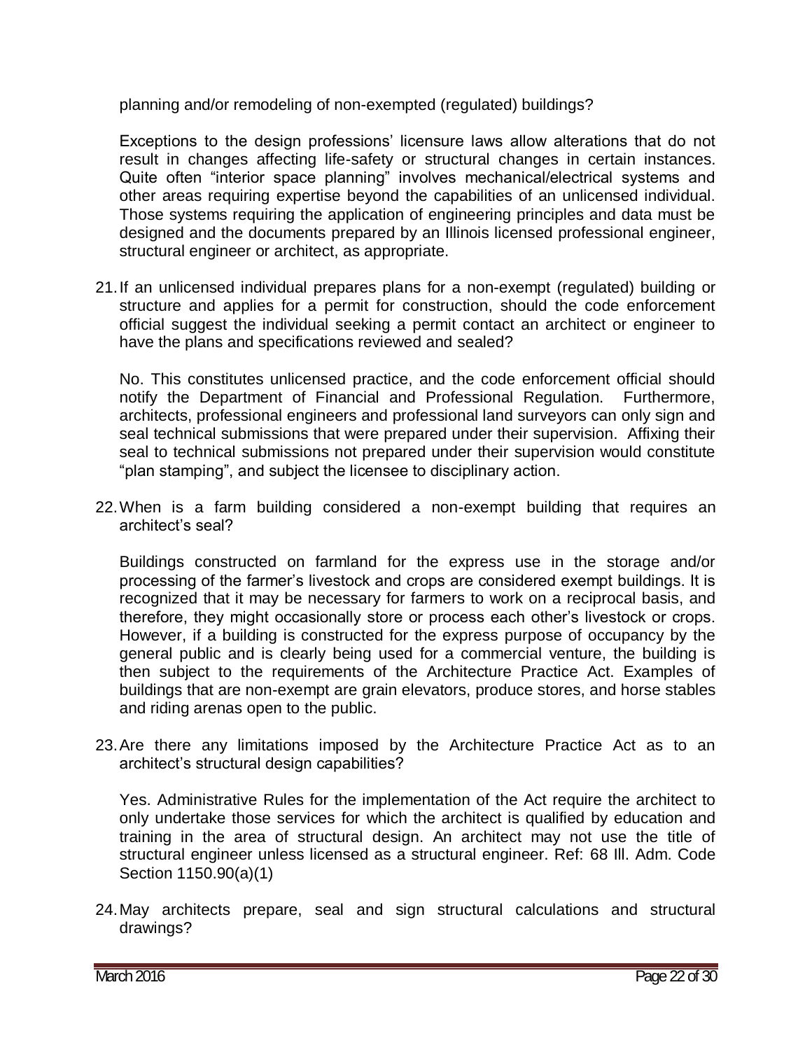planning and/or remodeling of non-exempted (regulated) buildings?

Exceptions to the design professions' licensure laws allow alterations that do not result in changes affecting life-safety or structural changes in certain instances. Quite often "interior space planning" involves mechanical/electrical systems and other areas requiring expertise beyond the capabilities of an unlicensed individual. Those systems requiring the application of engineering principles and data must be designed and the documents prepared by an Illinois licensed professional engineer, structural engineer or architect, as appropriate.

21. If an unlicensed individual prepares plans for a non-exempt (regulated) building or structure and applies for a permit for construction, should the code enforcement official suggest the individual seeking a permit contact an architect or engineer to have the plans and specifications reviewed and sealed?

    No. This constitutes unlicensed practice, and the code enforcement official should notify the Department of Financial and Professional Regulation. Furthermore, architects, professional engineers and professional land surveyors can only sign and seal technical submissions that were prepared under their supervision. Affixing their seal to technical submissions not prepared under their supervision would constitute "plan stamping", and subject the licensee to disciplinary action.

22. When is a farm building considered a non-exempt building that requires an architect's seal?

    Buildings constructed on farmland for the express use in the storage and/or processing of the farmer's livestock and crops are considered exempt buildings. It is recognized that it may be necessary for farmers to work on a reciprocal basis, and therefore, they might occasionally store or process each other's livestock or crops. However, if a building is constructed for the express purpose of occupancy by the general public and is clearly being used for a commercial venture, the building is then subject to the requirements of the Architecture Practice Act. Examples of buildings that are non-exempt are grain elevators, produce stores, and horse stables and riding arenas open to the public.

23. Are there any limitations imposed by the Architecture Practice Act as to an architect's structural design capabilities?

    Yes. Administrative Rules for the implementation of the Act require the architect to only undertake those services for which the architect is qualified by education and training in the area of structural design. An architect may not use the title of structural engineer unless licensed as a structural engineer. Ref: 68 Ill. Adm. Code Section 1150.90(a)(1)

24. May architects prepare, seal and sign structural calculations and structural drawings?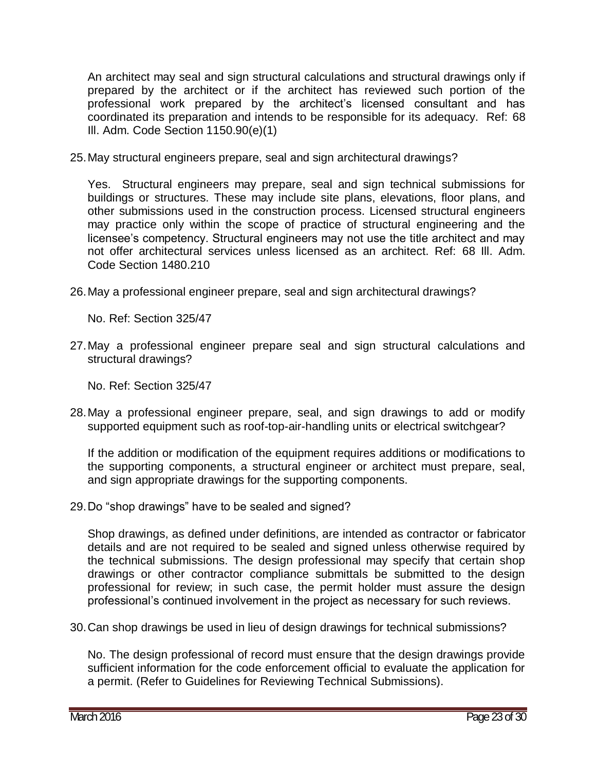An architect may seal and sign structural calculations and structural drawings only if prepared by the architect or if the architect has reviewed such portion of the professional work prepared by the architect's licensed consultant and has coordinated its preparation and intends to be responsible for its adequacy. Ref: 68 Ill. Adm. Code Section 1150.90(e)(1)

25. May structural engineers prepare, seal and sign architectural drawings?

    Yes. Structural engineers may prepare, seal and sign technical submissions for buildings or structures. These may include site plans, elevations, floor plans, and other submissions used in the construction process. Licensed structural engineers may practice only within the scope of practice of structural engineering and the licensee's competency. Structural engineers may not use the title architect and may not offer architectural services unless licensed as an architect. Ref: 68 Ill. Adm. Code Section 1480.210

26. May a professional engineer prepare, seal and sign architectural drawings?

    No. Ref: Section 325/47

27. May a professional engineer prepare seal and sign structural calculations and structural drawings?

    No. Ref: Section 325/47

28. May a professional engineer prepare, seal, and sign drawings to add or modify supported equipment such as roof-top-air-handling units or electrical switchgear?

    If the addition or modification of the equipment requires additions or modifications to the supporting components, a structural engineer or architect must prepare, seal, and sign appropriate drawings for the supporting components.

29. Do "shop drawings" have to be sealed and signed?

    Shop drawings, as defined under definitions, are intended as contractor or fabricator details and are not required to be sealed and signed unless otherwise required by the technical submissions. The design professional may specify that certain shop drawings or other contractor compliance submittals be submitted to the design professional for review; in such case, the permit holder must assure the design professional's continued involvement in the project as necessary for such reviews.

30. Can shop drawings be used in lieu of design drawings for technical submissions?

    No. The design professional of record must ensure that the design drawings provide sufficient information for the code enforcement official to evaluate the application for a permit. (Refer to Guidelines for Reviewing Technical Submissions).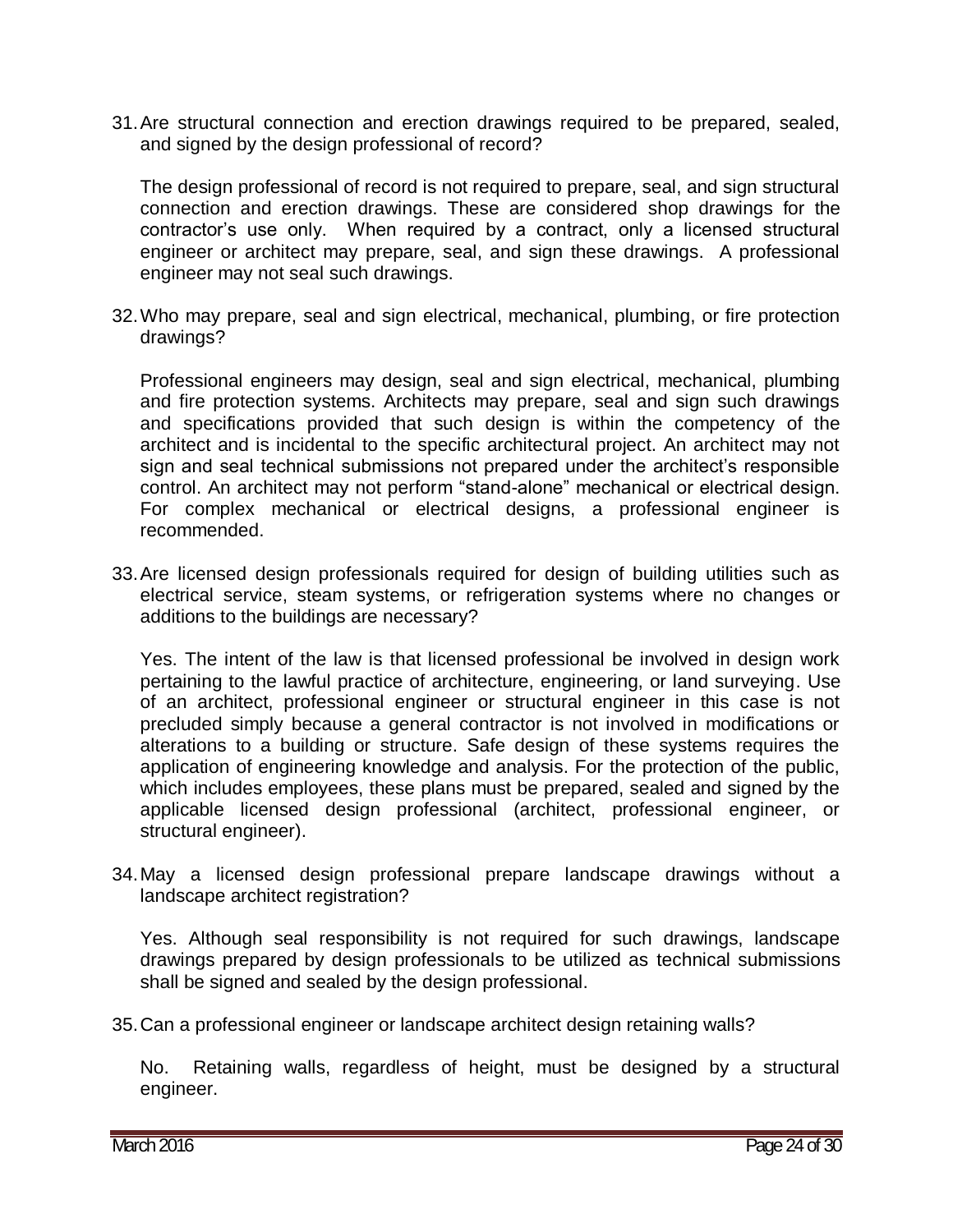31. Are structural connection and erection drawings required to be prepared, sealed, and signed by the design professional of record?

    The design professional of record is not required to prepare, seal, and sign structural connection and erection drawings. These are considered shop drawings for the contractor's use only. When required by a contract, only a licensed structural engineer or architect may prepare, seal, and sign these drawings. A professional engineer may not seal such drawings.

32. Who may prepare, seal and sign electrical, mechanical, plumbing, or fire protection drawings?

    Professional engineers may design, seal and sign electrical, mechanical, plumbing and fire protection systems. Architects may prepare, seal and sign such drawings and specifications provided that such design is within the competency of the architect and is incidental to the specific architectural project. An architect may not sign and seal technical submissions not prepared under the architect's responsible control. An architect may not perform "stand-alone" mechanical or electrical design. For complex mechanical or electrical designs, a professional engineer is recommended.

33. Are licensed design professionals required for design of building utilities such as electrical service, steam systems, or refrigeration systems where no changes or additions to the buildings are necessary?

    Yes. The intent of the law is that licensed professional be involved in design work pertaining to the lawful practice of architecture, engineering, or land surveying. Use of an architect, professional engineer or structural engineer in this case is not precluded simply because a general contractor is not involved in modifications or alterations to a building or structure. Safe design of these systems requires the application of engineering knowledge and analysis. For the protection of the public, which includes employees, these plans must be prepared, sealed and signed by the applicable licensed design professional (architect, professional engineer, or structural engineer).

34. May a licensed design professional prepare landscape drawings without a landscape architect registration?

    Yes. Although seal responsibility is not required for such drawings, landscape drawings prepared by design professionals to be utilized as technical submissions shall be signed and sealed by the design professional.

35. Can a professional engineer or landscape architect design retaining walls?

    No. Retaining walls, regardless of height, must be designed by a structural engineer.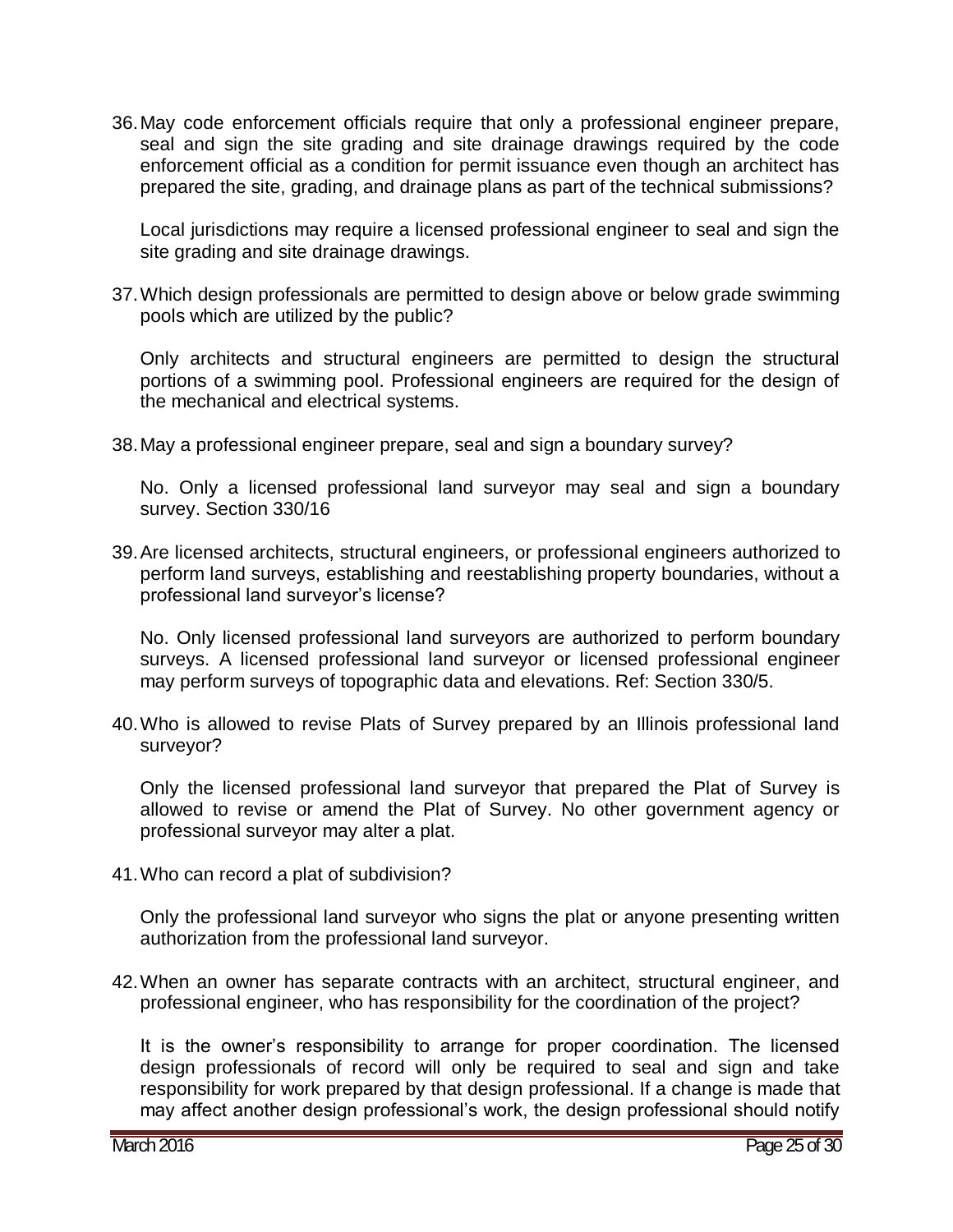36. May code enforcement officials require that only a professional engineer prepare, seal and sign the site grading and site drainage drawings required by the code enforcement official as a condition for permit issuance even though an architect has prepared the site, grading, and drainage plans as part of the technical submissions?

    Local jurisdictions may require a licensed professional engineer to seal and sign the site grading and site drainage drawings.

37. Which design professionals are permitted to design above or below grade swimming pools which are utilized by the public?

    Only architects and structural engineers are permitted to design the structural portions of a swimming pool. Professional engineers are required for the design of the mechanical and electrical systems.

38. May a professional engineer prepare, seal and sign a boundary survey?

    No. Only a licensed professional land surveyor may seal and sign a boundary survey. Section 330/16

39. Are licensed architects, structural engineers, or professional engineers authorized to perform land surveys, establishing and reestablishing property boundaries, without a professional land surveyor's license?

    No. Only licensed professional land surveyors are authorized to perform boundary surveys. A licensed professional land surveyor or licensed professional engineer may perform surveys of topographic data and elevations. Ref: Section 330/5.

40. Who is allowed to revise Plats of Survey prepared by an Illinois professional land surveyor?

    Only the licensed professional land surveyor that prepared the Plat of Survey is allowed to revise or amend the Plat of Survey. No other government agency or professional surveyor may alter a plat.

41. Who can record a plat of subdivision?

    Only the professional land surveyor who signs the plat or anyone presenting written authorization from the professional land surveyor.

42. When an owner has separate contracts with an architect, structural engineer, and professional engineer, who has responsibility for the coordination of the project?

    It is the owner's responsibility to arrange for proper coordination. The licensed design professionals of record will only be required to seal and sign and take responsibility for work prepared by that design professional. If a change is made that may affect another design professional's work, the design professional should notify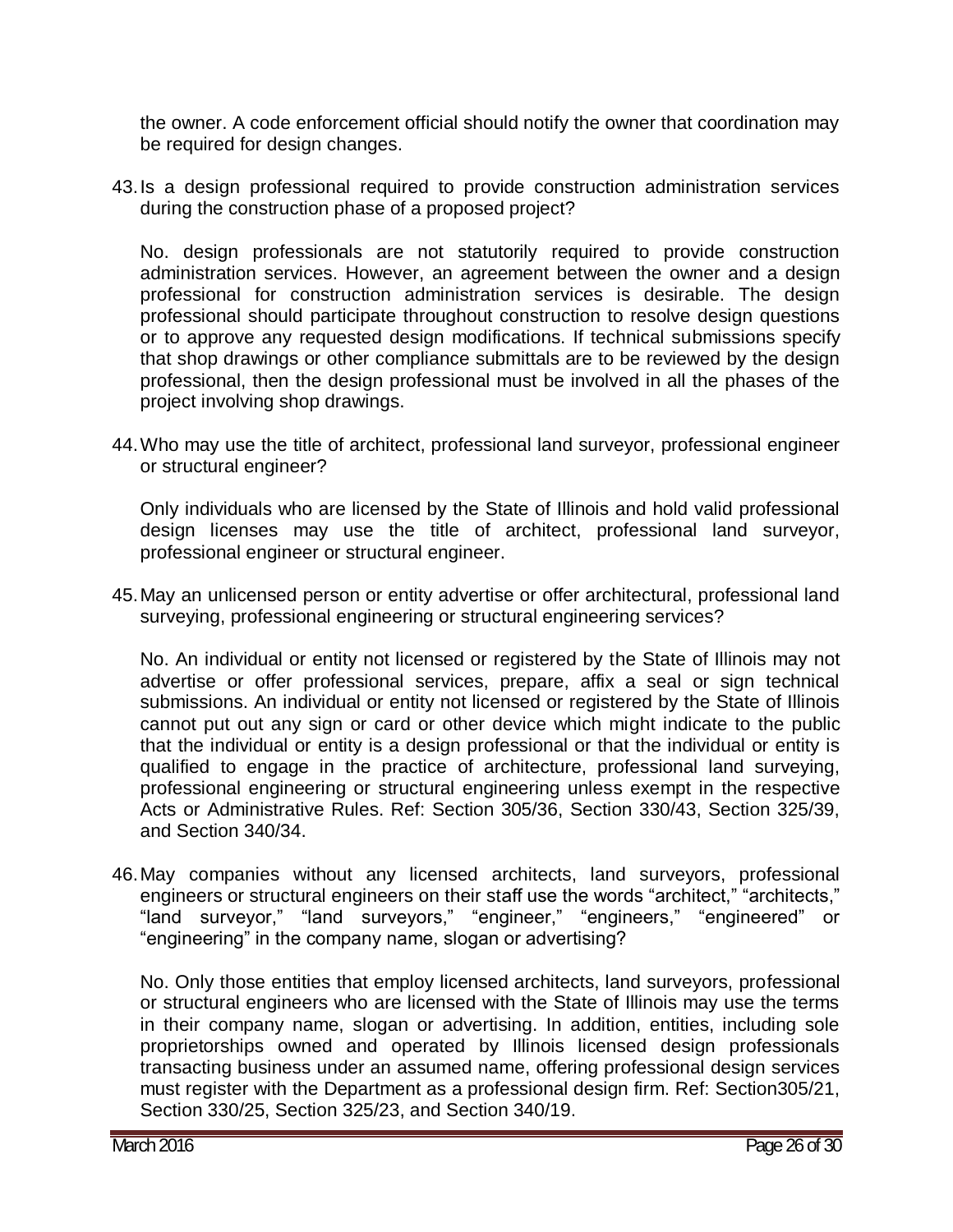the owner. A code enforcement official should notify the owner that coordination may be required for design changes.

43. Is a design professional required to provide construction administration services during the construction phase of a proposed project?

    No. design professionals are not statutorily required to provide construction administration services. However, an agreement between the owner and a design professional for construction administration services is desirable. The design professional should participate throughout construction to resolve design questions or to approve any requested design modifications. If technical submissions specify that shop drawings or other compliance submittals are to be reviewed by the design professional, then the design professional must be involved in all the phases of the project involving shop drawings.

44. Who may use the title of architect, professional land surveyor, professional engineer or structural engineer?

    Only individuals who are licensed by the State of Illinois and hold valid professional design licenses may use the title of architect, professional land surveyor, professional engineer or structural engineer.

45. May an unlicensed person or entity advertise or offer architectural, professional land surveying, professional engineering or structural engineering services?

    No. An individual or entity not licensed or registered by the State of Illinois may not advertise or offer professional services, prepare, affix a seal or sign technical submissions. An individual or entity not licensed or registered by the State of Illinois cannot put out any sign or card or other device which might indicate to the public that the individual or entity is a design professional or that the individual or entity is qualified to engage in the practice of architecture, professional land surveying, professional engineering or structural engineering unless exempt in the respective Acts or Administrative Rules. Ref: Section 305/36, Section 330/43, Section 325/39, and Section 340/34.

46. May companies without any licensed architects, land surveyors, professional engineers or structural engineers on their staff use the words "architect," "architects," "land surveyor," "land surveyors," "engineer," "engineers," "engineered" or "engineering" in the company name, slogan or advertising?

    No. Only those entities that employ licensed architects, land surveyors, professional or structural engineers who are licensed with the State of Illinois may use the terms in their company name, slogan or advertising. In addition, entities, including sole proprietorships owned and operated by Illinois licensed design professionals transacting business under an assumed name, offering professional design services must register with the Department as a professional design firm. Ref: Section305/21, Section 330/25, Section 325/23, and Section 340/19.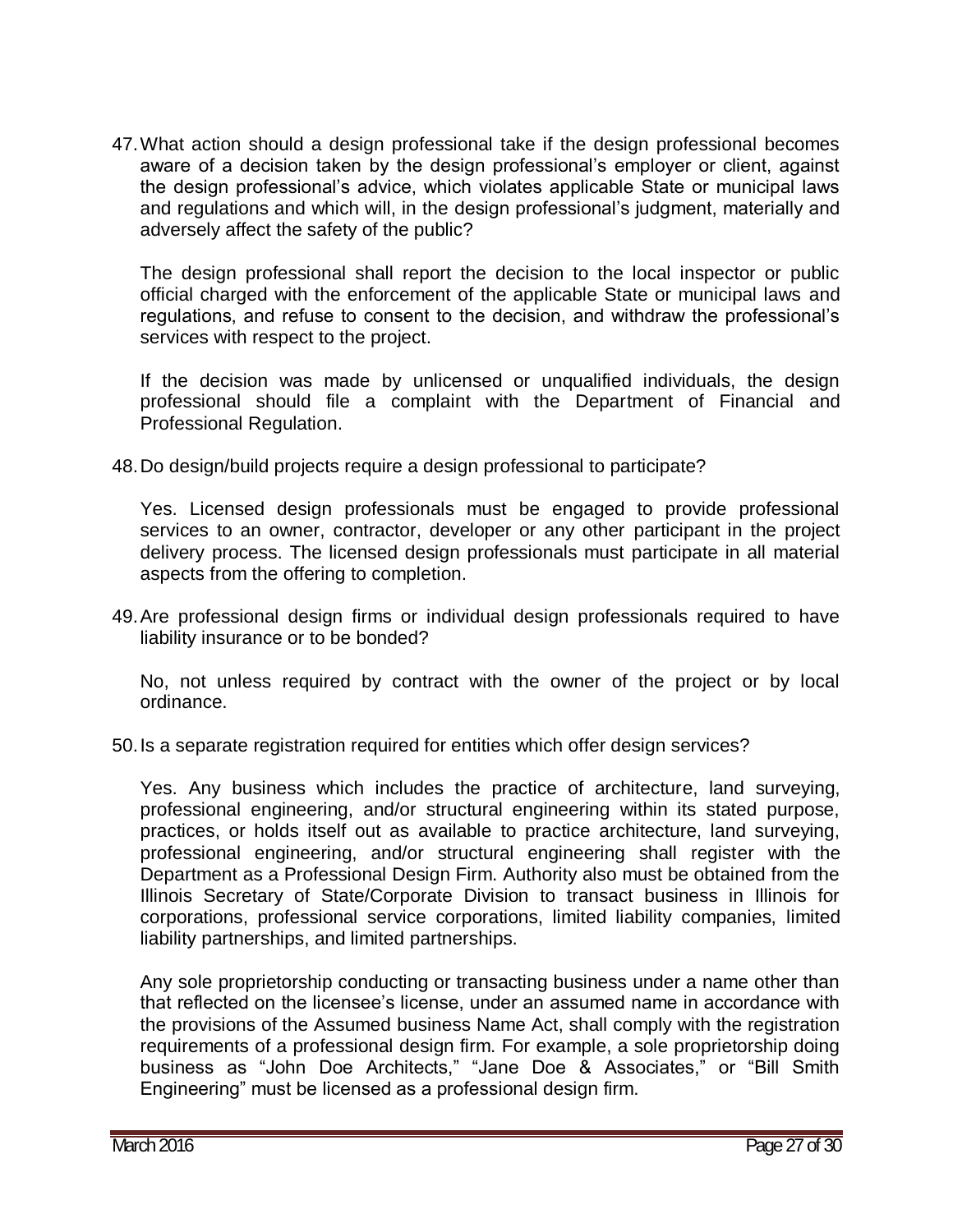47. What action should a design professional take if the design professional becomes aware of a decision taken by the design professional's employer or client, against the design professional's advice, which violates applicable State or municipal laws and regulations and which will, in the design professional's judgment, materially and adversely affect the safety of the public?

    The design professional shall report the decision to the local inspector or public official charged with the enforcement of the applicable State or municipal laws and regulations, and refuse to consent to the decision, and withdraw the professional's services with respect to the project.

    If the decision was made by unlicensed or unqualified individuals, the design professional should file a complaint with the Department of Financial and Professional Regulation.

48. Do design/build projects require a design professional to participate?

    Yes. Licensed design professionals must be engaged to provide professional services to an owner, contractor, developer or any other participant in the project delivery process. The licensed design professionals must participate in all material aspects from the offering to completion.

49. Are professional design firms or individual design professionals required to have liability insurance or to be bonded?

    No, not unless required by contract with the owner of the project or by local ordinance.

50. Is a separate registration required for entities which offer design services?

    Yes. Any business which includes the practice of architecture, land surveying, professional engineering, and/or structural engineering within its stated purpose, practices, or holds itself out as available to practice architecture, land surveying, professional engineering, and/or structural engineering shall register with the Department as a Professional Design Firm. Authority also must be obtained from the Illinois Secretary of State/Corporate Division to transact business in Illinois for corporations, professional service corporations, limited liability companies, limited liability partnerships, and limited partnerships.

    Any sole proprietorship conducting or transacting business under a name other than that reflected on the licensee's license, under an assumed name in accordance with the provisions of the Assumed business Name Act, shall comply with the registration requirements of a professional design firm. For example, a sole proprietorship doing business as "John Doe Architects," "Jane Doe & Associates," or "Bill Smith Engineering" must be licensed as a professional design firm.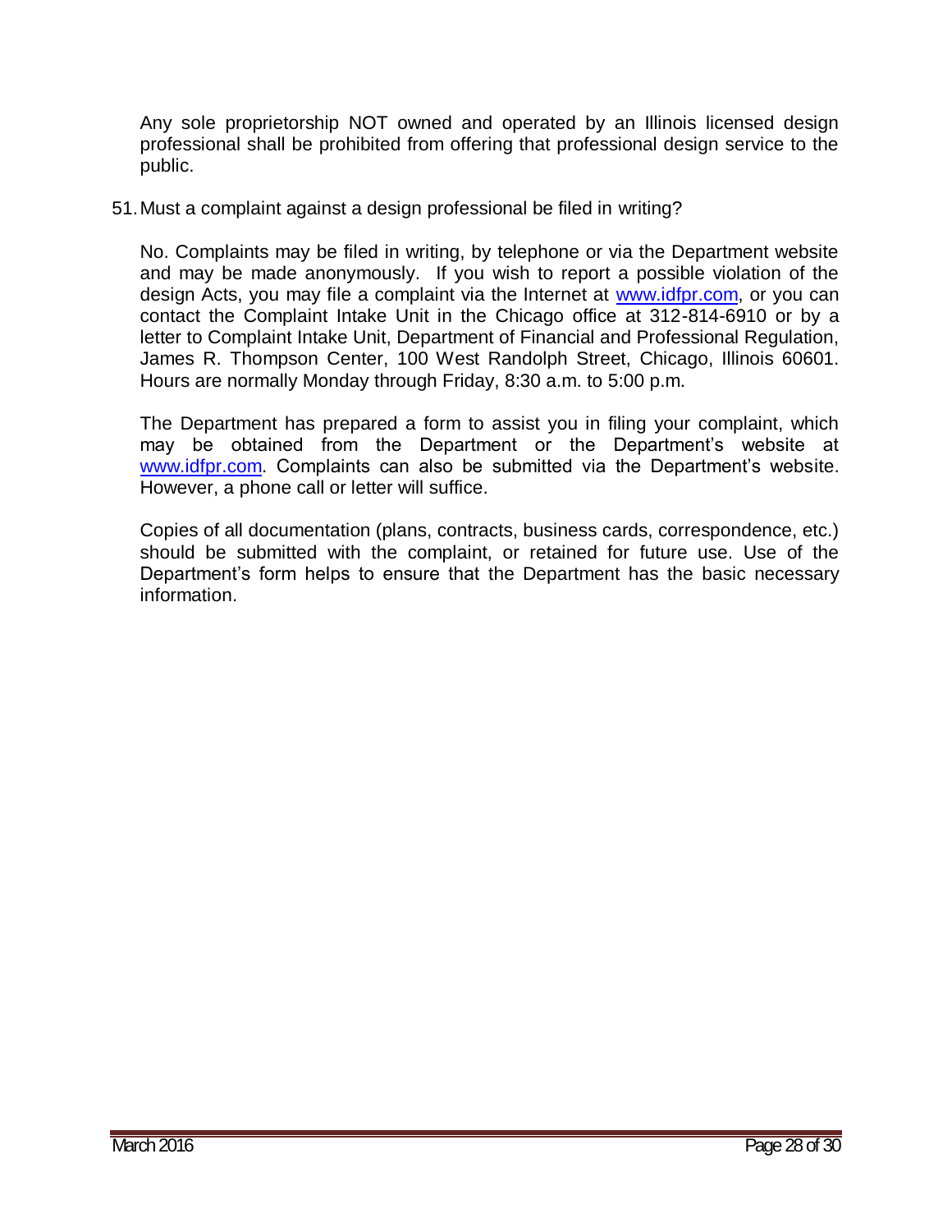Any sole proprietorship NOT owned and operated by an Illinois licensed design professional shall be prohibited from offering that professional design service to the public.

51. Must a complaint against a design professional be filed in writing?

No. Complaints may be filed in writing, by telephone or via the Department website and may be made anonymously. If you wish to report a possible violation of the design Acts, you may file a complaint via the Internet at [www.idfpr.com](http://www.idfpr.com), or you can contact the Complaint Intake Unit in the Chicago office at 312-814-6910 or by a letter to Complaint Intake Unit, Department of Financial and Professional Regulation, James R. Thompson Center, 100 West Randolph Street, Chicago, Illinois 60601. Hours are normally Monday through Friday, 8:30 a.m. to 5:00 p.m.

The Department has prepared a form to assist you in filing your complaint, which may be obtained from the Department or the Department's website at [www.idfpr.com](http://www.idfpr.com). Complaints can also be submitted via the Department's website. However, a phone call or letter will suffice.

Copies of all documentation (plans, contracts, business cards, correspondence, etc.) should be submitted with the complaint, or retained for future use. Use of the Department's form helps to ensure that the Department has the basic necessary information.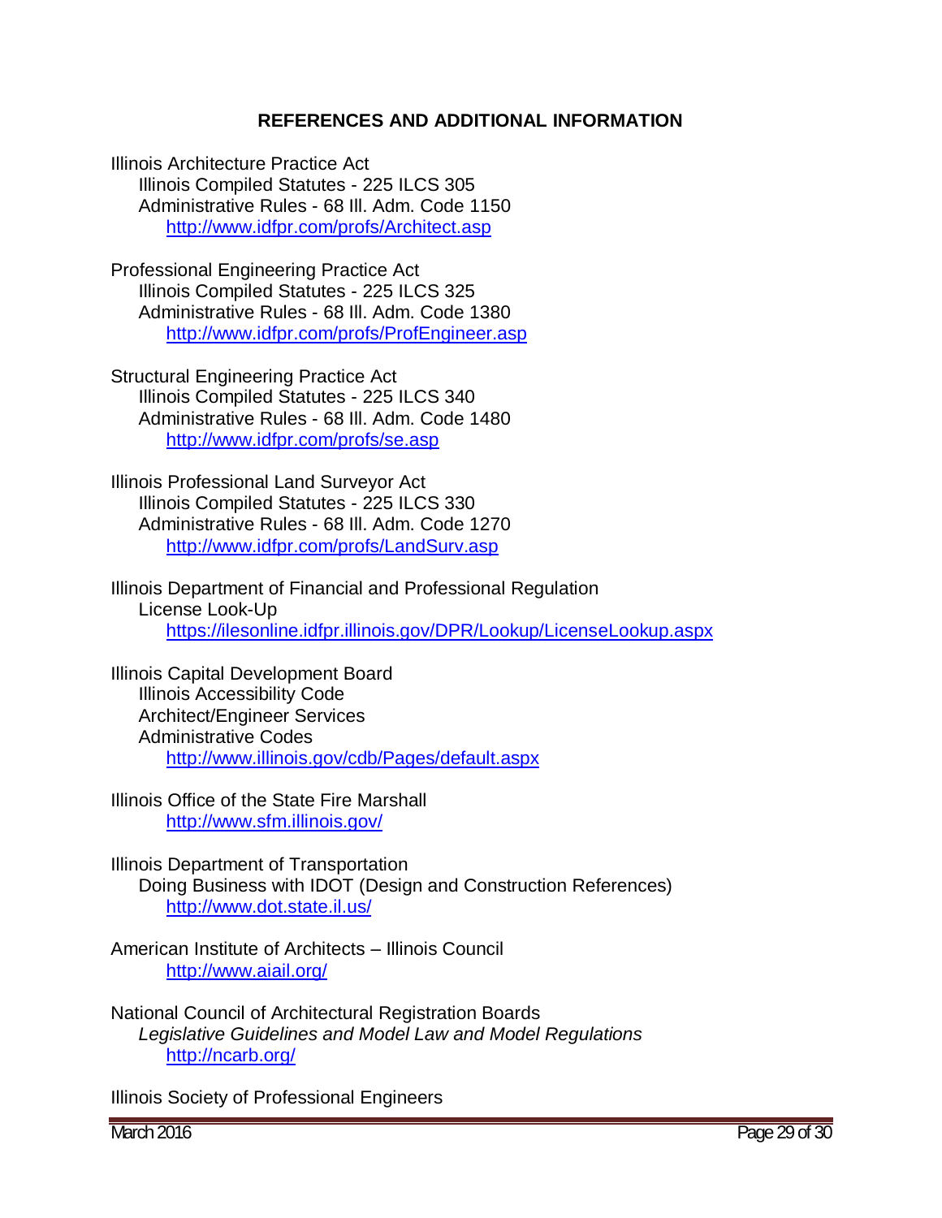## REFERENCES AND ADDITIONAL INFORMATION

Illinois Architecture Practice Act
  Illinois Compiled Statutes - 225 ILCS 305
  Administrative Rules - 68 Ill. Adm. Code 1150
    http://www.idfpr.com/profs/Architect.asp

Professional Engineering Practice Act
  Illinois Compiled Statutes - 225 ILCS 325
  Administrative Rules - 68 Ill. Adm. Code 1380
    http://www.idfpr.com/profs/ProfEngineer.asp

Structural Engineering Practice Act
  Illinois Compiled Statutes - 225 ILCS 340
  Administrative Rules - 68 Ill. Adm. Code 1480
    http://www.idfpr.com/profs/se.asp

Illinois Professional Land Surveyor Act
  Illinois Compiled Statutes - 225 ILCS 330
  Administrative Rules - 68 Ill. Adm. Code 1270
    http://www.idfpr.com/profs/LandSurv.asp

Illinois Department of Financial and Professional Regulation
  License Look-Up
    https://ilesonline.idfpr.illinois.gov/DPR/Lookup/LicenseLookup.aspx

Illinois Capital Development Board
  Illinois Accessibility Code
  Architect/Engineer Services
  Administrative Codes
    http://www.illinois.gov/cdb/Pages/default.aspx

Illinois Office of the State Fire Marshall
    http://www.sfm.illinois.gov/

Illinois Department of Transportation
  Doing Business with IDOT (Design and Construction References)
    http://www.dot.state.il.us/

American Institute of Architects – Illinois Council
    http://www.aiail.org/

National Council of Architectural Registration Boards
  *Legislative Guidelines and Model Law and Model Regulations*
    http://ncarb.org/

Illinois Society of Professional Engineers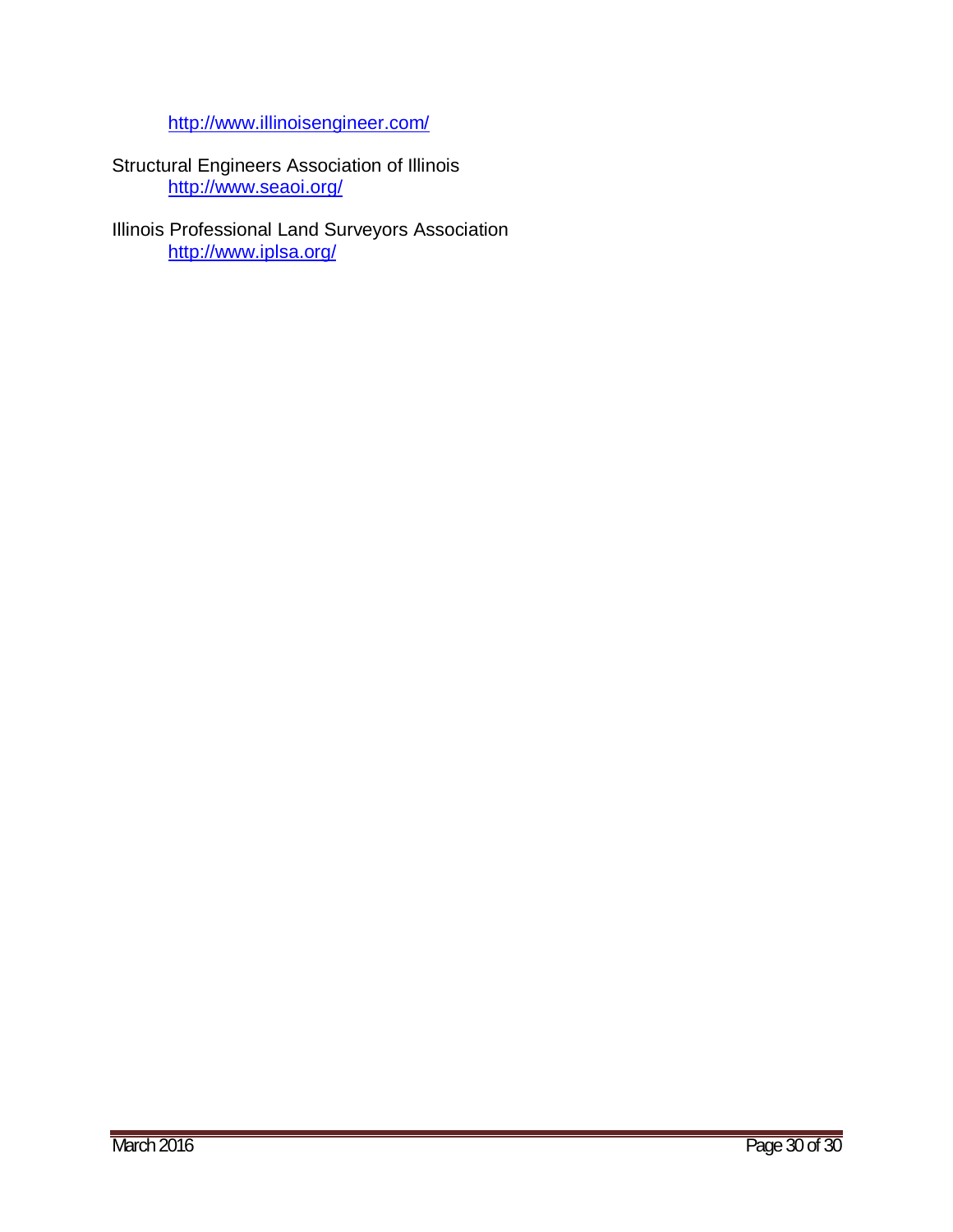http://www.illinoisengineer.com/

Structural Engineers Association of Illinois
http://www.seaoi.org/

Illinois Professional Land Surveyors Association
http://www.iplsa.org/